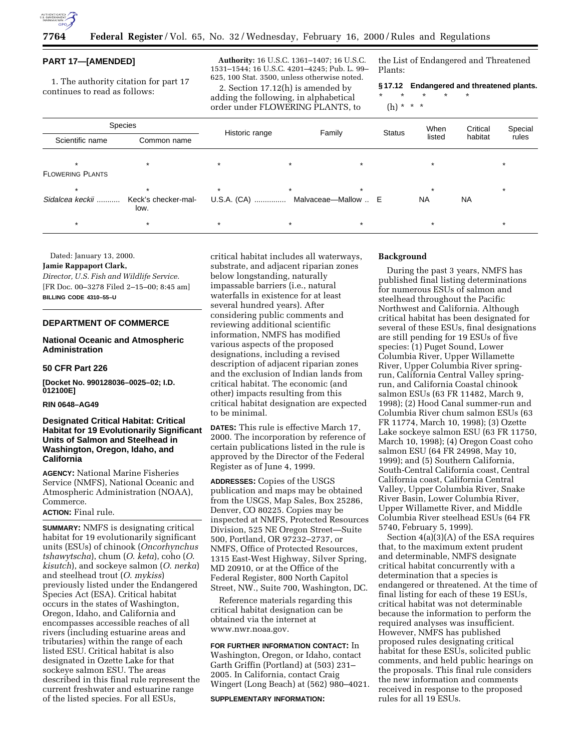## PART 17—[AMENDED]

1. The authority citation for part 17 continues to read as follows:

**Authority:** 16 U.S.C. 1361–1407; 16 U.S.C. 1531–1544; 16 U.S.C. 4201–4245; Pub. L. 99–625, 100 Stat. 3500, unless otherwise noted.

2. Section 17.12(h) is amended by adding the following, in alphabetical order under FLOWERING PLANTS, to the List of Endangered and Threatened Plants:

**§ 17.12 Endangered and threatened plants.**

\* \* \* \* \*

(h) \* \* \*

| Species | | Historic range | Family | Status | When listed | Critical habitat | Special rules |
|---|---|---|---|---|---|---|---|
| Scientific name | Common name | | | | | | |
| * | * | * | * | * | * | | * |
| FLOWERING PLANTS | | | | | | | |
| * | * | * | * | * | * | | * |
| *Sidalcea keckii* | Keck's checker-mallow. | U.S.A. (CA) | Malvaceae—Mallow | E | | NA | NA |
| * | * | * | * | * | * | | * |

Dated: January 13, 2000.

**Jamie Rappaport Clark,**

*Director, U.S. Fish and Wildlife Service.*

[FR Doc. 00–3278 Filed 2–15–00; 8:45 am]

**BILLING CODE 4310–55–U**

---

## DEPARTMENT OF COMMERCE

### National Oceanic and Atmospheric Administration

### 50 CFR Part 226

**[Docket No. 990128036–0025–02; I.D. 012100E]**

**RIN 0648–AG49**

### Designated Critical Habitat: Critical Habitat for 19 Evolutionarily Significant Units of Salmon and Steelhead in Washington, Oregon, Idaho, and California

**AGENCY:** National Marine Fisheries Service (NMFS), National Oceanic and Atmospheric Administration (NOAA), Commerce.

**ACTION:** Final rule.

**SUMMARY:** NMFS is designating critical habitat for 19 evolutionarily significant units (ESUs) of chinook (*Oncorhynchus tshawytscha*), chum (*O. keta*), coho (*O. kisutch*), and sockeye salmon (*O. nerka*) and steelhead trout (*O. mykiss*) previously listed under the Endangered Species Act (ESA). Critical habitat occurs in the states of Washington, Oregon, Idaho, and California and encompasses accessible reaches of all rivers (including estuarine areas and tributaries) within the range of each listed ESU. Critical habitat is also designated in Ozette Lake for that sockeye salmon ESU. The areas described in this final rule represent the current freshwater and estuarine range of the listed species. For all ESUs, critical habitat includes all waterways, substrate, and adjacent riparian zones below longstanding, naturally impassable barriers (i.e., natural waterfalls in existence for at least several hundred years). After considering public comments and reviewing additional scientific information, NMFS has modified various aspects of the proposed designations, including a revised description of adjacent riparian zones and the exclusion of Indian lands from critical habitat. The economic (and other) impacts resulting from this critical habitat designation are expected to be minimal.

**DATES:** This rule is effective March 17, 2000. The incorporation by reference of certain publications listed in the rule is approved by the Director of the Federal Register as of June 4, 1999.

**ADDRESSES:** Copies of the USGS publication and maps may be obtained from the USGS, Map Sales, Box 25286, Denver, CO 80225. Copies may be inspected at NMFS, Protected Resources Division, 525 NE Oregon Street—Suite 500, Portland, OR 97232–2737, or NMFS, Office of Protected Resources, 1315 East-West Highway, Silver Spring, MD 20910, or at the Office of the Federal Register, 800 North Capitol Street, NW., Suite 700, Washington, DC.

Reference materials regarding this critical habitat designation can be obtained via the internet at www.nwr.noaa.gov.

**FOR FURTHER INFORMATION CONTACT:** In Washington, Oregon, or Idaho, contact Garth Griffin (Portland) at (503) 231–2005. In California, contact Craig Wingert (Long Beach) at (562) 980–4021.

**SUPPLEMENTARY INFORMATION:**

### Background

During the past 3 years, NMFS has published final listing determinations for numerous ESUs of salmon and steelhead throughout the Pacific Northwest and California. Although critical habitat has been designated for several of these ESUs, final designations are still pending for 19 ESUs of five species: (1) Puget Sound, Lower Columbia River, Upper Willamette River, Upper Columbia River spring-run, California Central Valley spring-run, and California Coastal chinook salmon ESUs (63 FR 11482, March 9, 1998); (2) Hood Canal summer-run and Columbia River chum salmon ESUs (63 FR 11774, March 10, 1998); (3) Ozette Lake sockeye salmon ESU (63 FR 11750, March 10, 1998); (4) Oregon Coast coho salmon ESU (64 FR 24998, May 10, 1999); and (5) Southern California, South-Central California coast, Central California coast, California Central Valley, Upper Columbia River, Snake River Basin, Lower Columbia River, Upper Willamette River, and Middle Columbia River steelhead ESUs (64 FR 5740, February 5, 1999).

Section 4(a)(3)(A) of the ESA requires that, to the maximum extent prudent and determinable, NMFS designate critical habitat concurrently with a determination that a species is endangered or threatened. At the time of final listing for each of these 19 ESUs, critical habitat was not determinable because the information to perform the required analyses was insufficient. However, NMFS has published proposed rules designating critical habitat for these ESUs, solicited public comments, and held public hearings on the proposals. This final rule considers the new information and comments received in response to the proposed rules for all 19 ESUs.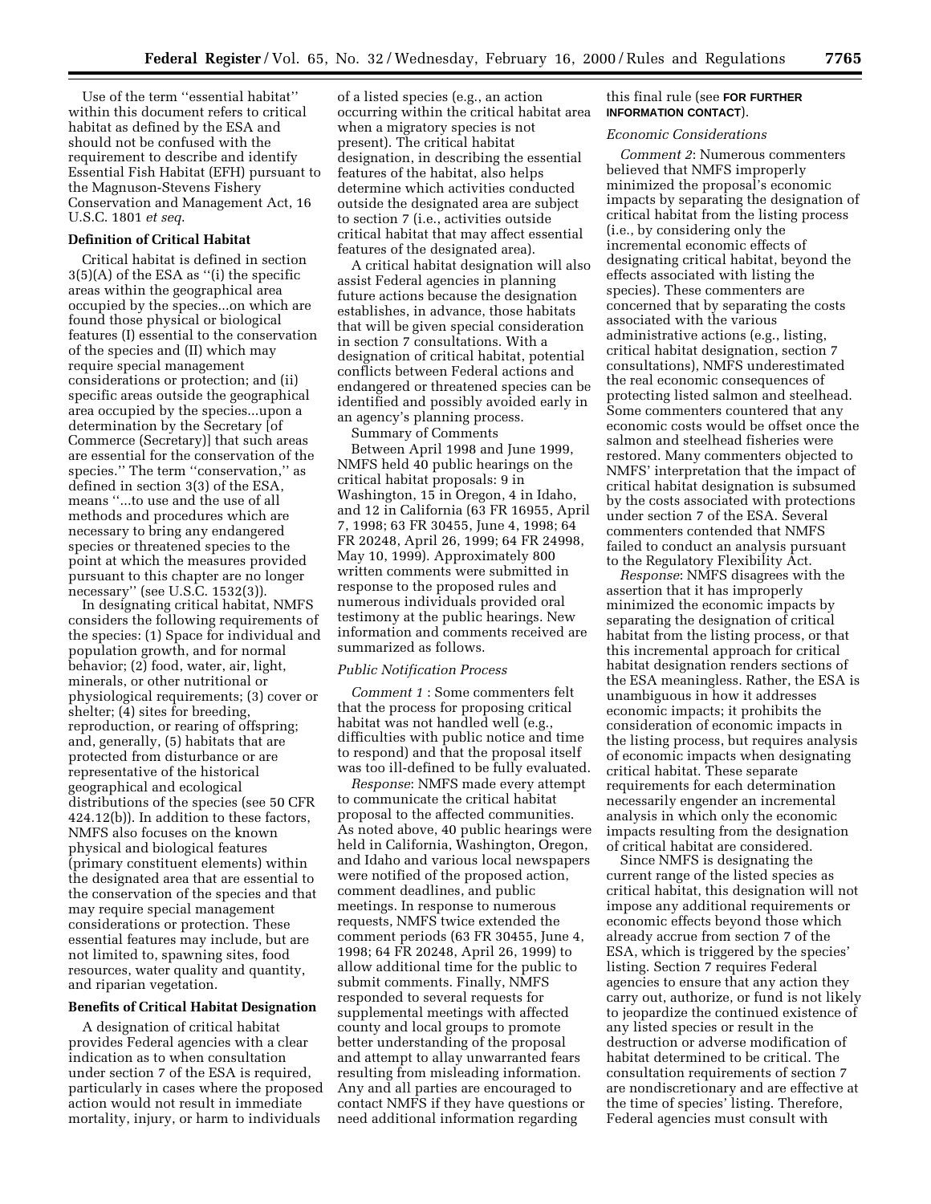Use of the term ''essential habitat'' within this document refers to critical habitat as defined by the ESA and should not be confused with the requirement to describe and identify Essential Fish Habitat (EFH) pursuant to the Magnuson-Stevens Fishery Conservation and Management Act, 16 U.S.C. 1801 *et seq*.

**Definition of Critical Habitat**

Critical habitat is defined in section 3(5)(A) of the ESA as ''(i) the specific areas within the geographical area occupied by the species...on which are found those physical or biological features (I) essential to the conservation of the species and (II) which may require special management considerations or protection; and (ii) specific areas outside the geographical area occupied by the species...upon a determination by the Secretary [of Commerce (Secretary)] that such areas are essential for the conservation of the species.'' The term ''conservation,'' as defined in section 3(3) of the ESA, means ''...to use and the use of all methods and procedures which are necessary to bring any endangered species or threatened species to the point at which the measures provided pursuant to this chapter are no longer necessary'' (see U.S.C. 1532(3)).

In designating critical habitat, NMFS considers the following requirements of the species: (1) Space for individual and population growth, and for normal behavior; (2) food, water, air, light, minerals, or other nutritional or physiological requirements; (3) cover or shelter; (4) sites for breeding, reproduction, or rearing of offspring; and, generally, (5) habitats that are protected from disturbance or are representative of the historical geographical and ecological distributions of the species (see 50 CFR 424.12(b)). In addition to these factors, NMFS also focuses on the known physical and biological features (primary constituent elements) within the designated area that are essential to the conservation of the species and that may require special management considerations or protection. These essential features may include, but are not limited to, spawning sites, food resources, water quality and quantity, and riparian vegetation.

**Benefits of Critical Habitat Designation**

A designation of critical habitat provides Federal agencies with a clear indication as to when consultation under section 7 of the ESA is required, particularly in cases where the proposed action would not result in immediate mortality, injury, or harm to individuals of a listed species (e.g., an action occurring within the critical habitat area when a migratory species is not present). The critical habitat designation, in describing the essential features of the habitat, also helps determine which activities conducted outside the designated area are subject to section 7 (i.e., activities outside critical habitat that may affect essential features of the designated area).

A critical habitat designation will also assist Federal agencies in planning future actions because the designation establishes, in advance, those habitats that will be given special consideration in section 7 consultations. With a designation of critical habitat, potential conflicts between Federal actions and endangered or threatened species can be identified and possibly avoided early in an agency's planning process.

Summary of Comments

Between April 1998 and June 1999, NMFS held 40 public hearings on the critical habitat proposals: 9 in Washington, 15 in Oregon, 4 in Idaho, and 12 in California (63 FR 16955, April 7, 1998; 63 FR 30455, June 4, 1998; 64 FR 20248, April 26, 1999; 64 FR 24998, May 10, 1999). Approximately 800 written comments were submitted in response to the proposed rules and numerous individuals provided oral testimony at the public hearings. New information and comments received are summarized as follows.

*Public Notification Process*

*Comment 1* : Some commenters felt that the process for proposing critical habitat was not handled well (e.g., difficulties with public notice and time to respond) and that the proposal itself was too ill-defined to be fully evaluated.

*Response*: NMFS made every attempt to communicate the critical habitat proposal to the affected communities. As noted above, 40 public hearings were held in California, Washington, Oregon, and Idaho and various local newspapers were notified of the proposed action, comment deadlines, and public meetings. In response to numerous requests, NMFS twice extended the comment periods (63 FR 30455, June 4, 1998; 64 FR 20248, April 26, 1999) to allow additional time for the public to submit comments. Finally, NMFS responded to several requests for supplemental meetings with affected county and local groups to promote better understanding of the proposal and attempt to allay unwarranted fears resulting from misleading information. Any and all parties are encouraged to contact NMFS if they have questions or need additional information regarding this final rule (see **FOR FURTHER INFORMATION CONTACT**).

*Economic Considerations*

*Comment 2*: Numerous commenters believed that NMFS improperly minimized the proposal's economic impacts by separating the designation of critical habitat from the listing process (i.e., by considering only the incremental economic effects of designating critical habitat, beyond the effects associated with listing the species). These commenters are concerned that by separating the costs associated with the various administrative actions (e.g., listing, critical habitat designation, section 7 consultations), NMFS underestimated the real economic consequences of protecting listed salmon and steelhead. Some commenters countered that any economic costs would be offset once the salmon and steelhead fisheries were restored. Many commenters objected to NMFS' interpretation that the impact of critical habitat designation is subsumed by the costs associated with protections under section 7 of the ESA. Several commenters contended that NMFS failed to conduct an analysis pursuant to the Regulatory Flexibility Act.

*Response*: NMFS disagrees with the assertion that it has improperly minimized the economic impacts by separating the designation of critical habitat from the listing process, or that this incremental approach for critical habitat designation renders sections of the ESA meaningless. Rather, the ESA is unambiguous in how it addresses economic impacts; it prohibits the consideration of economic impacts in the listing process, but requires analysis of economic impacts when designating critical habitat. These separate requirements for each determination necessarily engender an incremental analysis in which only the economic impacts resulting from the designation of critical habitat are considered.

Since NMFS is designating the current range of the listed species as critical habitat, this designation will not impose any additional requirements or economic effects beyond those which already accrue from section 7 of the ESA, which is triggered by the species' listing. Section 7 requires Federal agencies to ensure that any action they carry out, authorize, or fund is not likely to jeopardize the continued existence of any listed species or result in the destruction or adverse modification of habitat determined to be critical. The consultation requirements of section 7 are nondiscretionary and are effective at the time of species' listing. Therefore, Federal agencies must consult with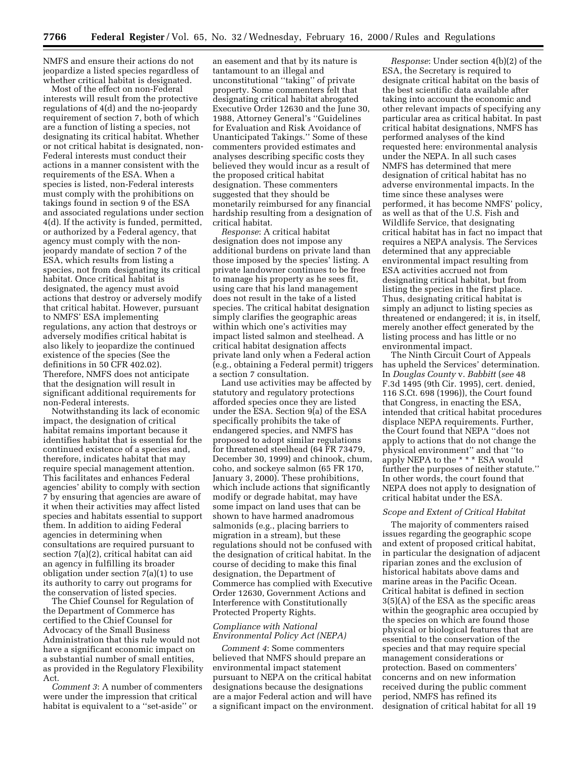NMFS and ensure their actions do not jeopardize a listed species regardless of whether critical habitat is designated.

Most of the effect on non-Federal interests will result from the protective regulations of 4(d) and the no-jeopardy requirement of section 7, both of which are a function of listing a species, not designating its critical habitat. Whether or not critical habitat is designated, non-Federal interests must conduct their actions in a manner consistent with the requirements of the ESA. When a species is listed, non-Federal interests must comply with the prohibitions on takings found in section 9 of the ESA and associated regulations under section 4(d). If the activity is funded, permitted, or authorized by a Federal agency, that agency must comply with the non-jeopardy mandate of section 7 of the ESA, which results from listing a species, not from designating its critical habitat. Once critical habitat is designated, the agency must avoid actions that destroy or adversely modify that critical habitat. However, pursuant to NMFS' ESA implementing regulations, any action that destroys or adversely modifies critical habitat is also likely to jeopardize the continued existence of the species (See the definitions in 50 CFR 402.02). Therefore, NMFS does not anticipate that the designation will result in significant additional requirements for non-Federal interests.

Notwithstanding its lack of economic impact, the designation of critical habitat remains important because it identifies habitat that is essential for the continued existence of a species and, therefore, indicates habitat that may require special management attention. This facilitates and enhances Federal agencies' ability to comply with section 7 by ensuring that agencies are aware of it when their activities may affect listed species and habitats essential to support them. In addition to aiding Federal agencies in determining when consultations are required pursuant to section 7(a)(2), critical habitat can aid an agency in fulfilling its broader obligation under section 7(a)(1) to use its authority to carry out programs for the conservation of listed species.

The Chief Counsel for Regulation of the Department of Commerce has certified to the Chief Counsel for Advocacy of the Small Business Administration that this rule would not have a significant economic impact on a substantial number of small entities, as provided in the Regulatory Flexibility Act.

*Comment 3*: A number of commenters were under the impression that critical habitat is equivalent to a ''set-aside'' or an easement and that by its nature is tantamount to an illegal and unconstitutional ''taking'' of private property. Some commenters felt that designating critical habitat abrogated Executive Order 12630 and the June 30, 1988, Attorney General's ''Guidelines for Evaluation and Risk Avoidance of Unanticipated Takings.'' Some of these commenters provided estimates and analyses describing specific costs they believed they would incur as a result of the proposed critical habitat designation. These commenters suggested that they should be monetarily reimbursed for any financial hardship resulting from a designation of critical habitat.

*Response*: A critical habitat designation does not impose any additional burdens on private land than those imposed by the species' listing. A private landowner continues to be free to manage his property as he sees fit, using care that his land management does not result in the take of a listed species. The critical habitat designation simply clarifies the geographic areas within which one's activities may impact listed salmon and steelhead. A critical habitat designation affects private land only when a Federal action (e.g., obtaining a Federal permit) triggers a section 7 consultation.

Land use activities may be affected by statutory and regulatory protections afforded species once they are listed under the ESA. Section 9(a) of the ESA specifically prohibits the take of endangered species, and NMFS has proposed to adopt similar regulations for threatened steelhead (64 FR 73479, December 30, 1999) and chinook, chum, coho, and sockeye salmon (65 FR 170, January 3, 2000). These prohibitions, which include actions that significantly modify or degrade habitat, may have some impact on land uses that can be shown to have harmed anadromous salmonids (e.g., placing barriers to migration in a stream), but these regulations should not be confused with the designation of critical habitat. In the course of deciding to make this final designation, the Department of Commerce has complied with Executive Order 12630, Government Actions and Interference with Constitutionally Protected Property Rights.

### *Compliance with National Environmental Policy Act (NEPA)*

*Comment 4*: Some commenters believed that NMFS should prepare an environmental impact statement pursuant to NEPA on the critical habitat designations because the designations are a major Federal action and will have a significant impact on the environment.

*Response*: Under section 4(b)(2) of the ESA, the Secretary is required to designate critical habitat on the basis of the best scientific data available after taking into account the economic and other relevant impacts of specifying any particular area as critical habitat. In past critical habitat designations, NMFS has performed analyses of the kind requested here: environmental analysis under the NEPA. In all such cases NMFS has determined that mere designation of critical habitat has no adverse environmental impacts. In the time since these analyses were performed, it has become NMFS' policy, as well as that of the U.S. Fish and Wildlife Service, that designating critical habitat has in fact no impact that requires a NEPA analysis. The Services determined that any appreciable environmental impact resulting from ESA activities accrued not from designating critical habitat, but from listing the species in the first place. Thus, designating critical habitat is simply an adjunct to listing species as threatened or endangered; it is, in itself, merely another effect generated by the listing process and has little or no environmental impact.

The Ninth Circuit Court of Appeals has upheld the Services' determination. In *Douglas County* v. *Babbitt* (*see* 48 F.3d 1495 (9th Cir. 1995), cert. denied, 116 S.Ct. 698 (1996)), the Court found that Congress, in enacting the ESA, intended that critical habitat procedures displace NEPA requirements. Further, the Court found that NEPA ''does not apply to actions that do not change the physical environment'' and that ''to apply NEPA to the * * * ESA would further the purposes of neither statute.'' In other words, the court found that NEPA does not apply to designation of critical habitat under the ESA.

### *Scope and Extent of Critical Habitat*

The majority of commenters raised issues regarding the geographic scope and extent of proposed critical habitat, in particular the designation of adjacent riparian zones and the exclusion of historical habitats above dams and marine areas in the Pacific Ocean. Critical habitat is defined in section 3(5)(A) of the ESA as the specific areas within the geographic area occupied by the species on which are found those physical or biological features that are essential to the conservation of the species and that may require special management considerations or protection. Based on commenters' concerns and on new information received during the public comment period, NMFS has refined its designation of critical habitat for all 19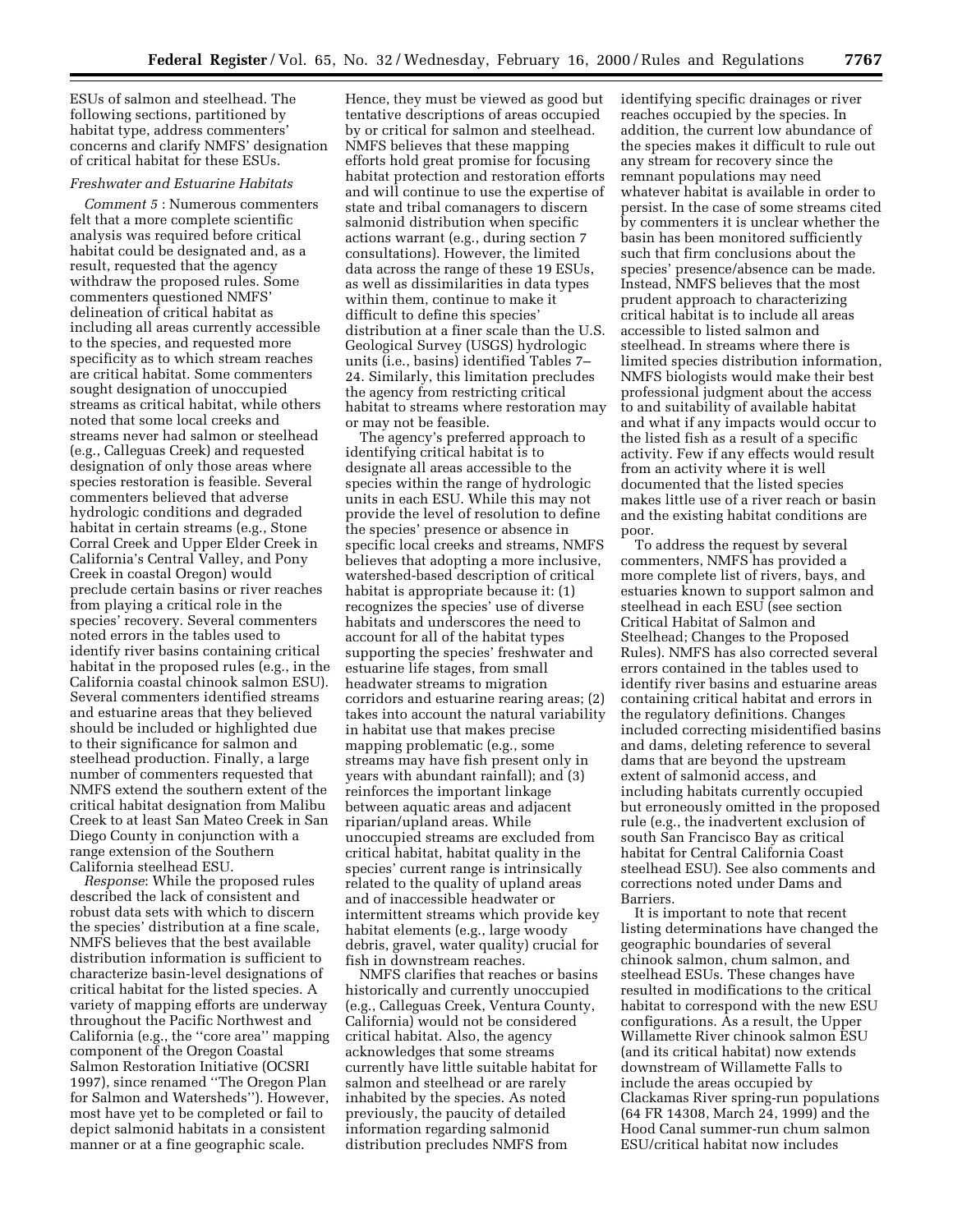ESUs of salmon and steelhead. The following sections, partitioned by habitat type, address commenters' concerns and clarify NMFS' designation of critical habitat for these ESUs.

### *Freshwater and Estuarine Habitats*

*Comment 5* : Numerous commenters felt that a more complete scientific analysis was required before critical habitat could be designated and, as a result, requested that the agency withdraw the proposed rules. Some commenters questioned NMFS' delineation of critical habitat as including all areas currently accessible to the species, and requested more specificity as to which stream reaches are critical habitat. Some commenters sought designation of unoccupied streams as critical habitat, while others noted that some local creeks and streams never had salmon or steelhead (e.g., Calleguas Creek) and requested designation of only those areas where species restoration is feasible. Several commenters believed that adverse hydrologic conditions and degraded habitat in certain streams (e.g., Stone Corral Creek and Upper Elder Creek in California's Central Valley, and Pony Creek in coastal Oregon) would preclude certain basins or river reaches from playing a critical role in the species' recovery. Several commenters noted errors in the tables used to identify river basins containing critical habitat in the proposed rules (e.g., in the California coastal chinook salmon ESU). Several commenters identified streams and estuarine areas that they believed should be included or highlighted due to their significance for salmon and steelhead production. Finally, a large number of commenters requested that NMFS extend the southern extent of the critical habitat designation from Malibu Creek to at least San Mateo Creek in San Diego County in conjunction with a range extension of the Southern California steelhead ESU.

*Response*: While the proposed rules described the lack of consistent and robust data sets with which to discern the species' distribution at a fine scale, NMFS believes that the best available distribution information is sufficient to characterize basin-level designations of critical habitat for the listed species. A variety of mapping efforts are underway throughout the Pacific Northwest and California (e.g., the ''core area'' mapping component of the Oregon Coastal Salmon Restoration Initiative (OCSRI 1997), since renamed ''The Oregon Plan for Salmon and Watersheds''). However, most have yet to be completed or fail to depict salmonid habitats in a consistent manner or at a fine geographic scale. Hence, they must be viewed as good but tentative descriptions of areas occupied by or critical for salmon and steelhead. NMFS believes that these mapping efforts hold great promise for focusing habitat protection and restoration efforts and will continue to use the expertise of state and tribal comanagers to discern salmonid distribution when specific actions warrant (e.g., during section 7 consultations). However, the limited data across the range of these 19 ESUs, as well as dissimilarities in data types within them, continue to make it difficult to define this species' distribution at a finer scale than the U.S. Geological Survey (USGS) hydrologic units (i.e., basins) identified Tables 7–24. Similarly, this limitation precludes the agency from restricting critical habitat to streams where restoration may or may not be feasible.

The agency's preferred approach to identifying critical habitat is to designate all areas accessible to the species within the range of hydrologic units in each ESU. While this may not provide the level of resolution to define the species' presence or absence in specific local creeks and streams, NMFS believes that adopting a more inclusive, watershed-based description of critical habitat is appropriate because it: (1) recognizes the species' use of diverse habitats and underscores the need to account for all of the habitat types supporting the species' freshwater and estuarine life stages, from small headwater streams to migration corridors and estuarine rearing areas; (2) takes into account the natural variability in habitat use that makes precise mapping problematic (e.g., some streams may have fish present only in years with abundant rainfall); and (3) reinforces the important linkage between aquatic areas and adjacent riparian/upland areas. While unoccupied streams are excluded from critical habitat, habitat quality in the species' current range is intrinsically related to the quality of upland areas and of inaccessible headwater or intermittent streams which provide key habitat elements (e.g., large woody debris, gravel, water quality) crucial for fish in downstream reaches.

NMFS clarifies that reaches or basins historically and currently unoccupied (e.g., Calleguas Creek, Ventura County, California) would not be considered critical habitat. Also, the agency acknowledges that some streams currently have little suitable habitat for salmon and steelhead or are rarely inhabited by the species. As noted previously, the paucity of detailed information regarding salmonid distribution precludes NMFS from identifying specific drainages or river reaches occupied by the species. In addition, the current low abundance of the species makes it difficult to rule out any stream for recovery since the remnant populations may need whatever habitat is available in order to persist. In the case of some streams cited by commenters it is unclear whether the basin has been monitored sufficiently such that firm conclusions about the species' presence/absence can be made. Instead, NMFS believes that the most prudent approach to characterizing critical habitat is to include all areas accessible to listed salmon and steelhead. In streams where there is limited species distribution information, NMFS biologists would make their best professional judgment about the access to and suitability of available habitat and what if any impacts would occur to the listed fish as a result of a specific activity. Few if any effects would result from an activity where it is well documented that the listed species makes little use of a river reach or basin and the existing habitat conditions are poor.

To address the request by several commenters, NMFS has provided a more complete list of rivers, bays, and estuaries known to support salmon and steelhead in each ESU (see section Critical Habitat of Salmon and Steelhead; Changes to the Proposed Rules). NMFS has also corrected several errors contained in the tables used to identify river basins and estuarine areas containing critical habitat and errors in the regulatory definitions. Changes included correcting misidentified basins and dams, deleting reference to several dams that are beyond the upstream extent of salmonid access, and including habitats currently occupied but erroneously omitted in the proposed rule (e.g., the inadvertent exclusion of south San Francisco Bay as critical habitat for Central California Coast steelhead ESU). See also comments and corrections noted under Dams and Barriers.

It is important to note that recent listing determinations have changed the geographic boundaries of several chinook salmon, chum salmon, and steelhead ESUs. These changes have resulted in modifications to the critical habitat to correspond with the new ESU configurations. As a result, the Upper Willamette River chinook salmon ESU (and its critical habitat) now extends downstream of Willamette Falls to include the areas occupied by Clackamas River spring-run populations (64 FR 14308, March 24, 1999) and the Hood Canal summer-run chum salmon ESU/critical habitat now includes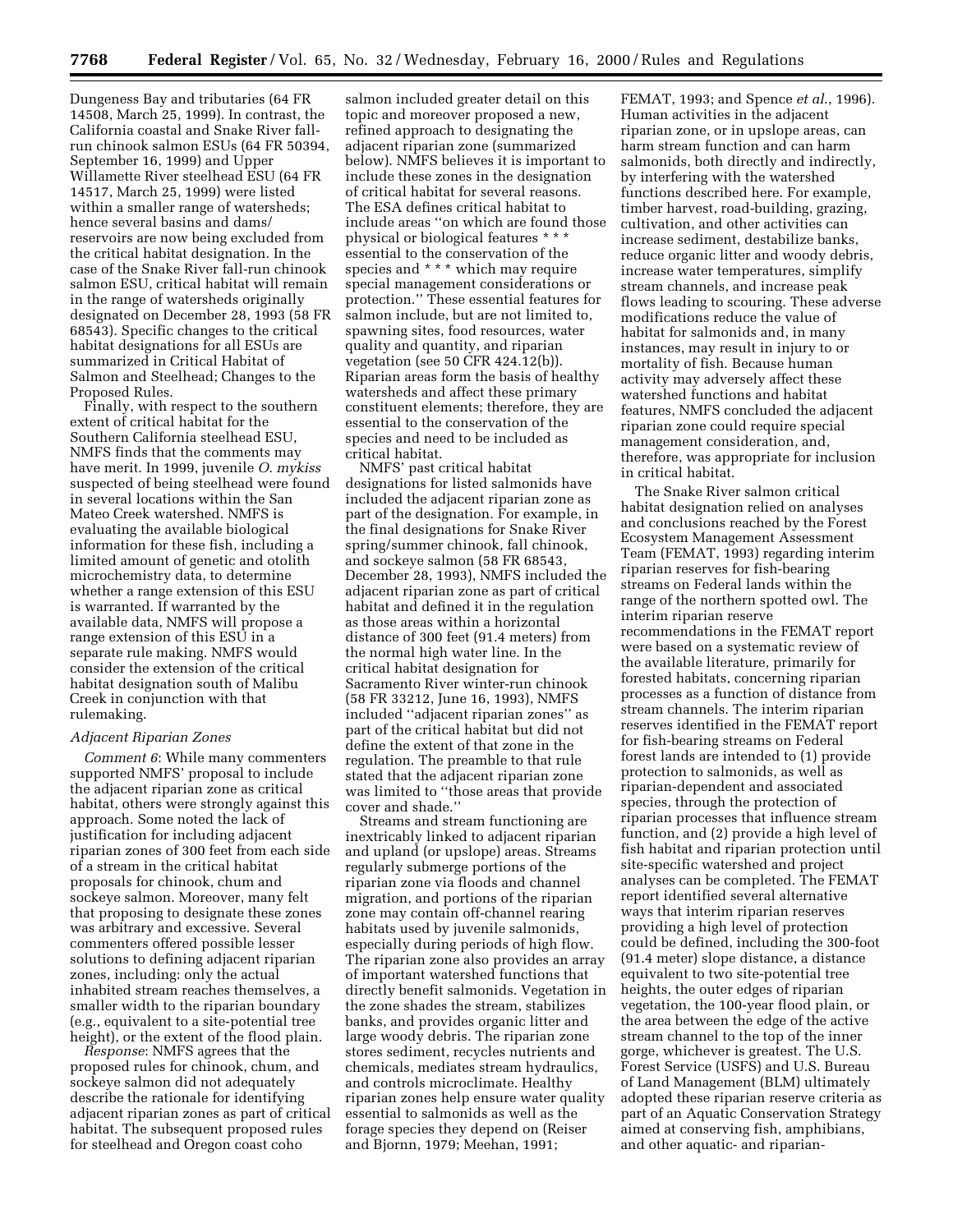Dungeness Bay and tributaries (64 FR 14508, March 25, 1999). In contrast, the California coastal and Snake River fall-run chinook salmon ESUs (64 FR 50394, September 16, 1999) and Upper Willamette River steelhead ESU (64 FR 14517, March 25, 1999) were listed within a smaller range of watersheds; hence several basins and dams/reservoirs are now being excluded from the critical habitat designation. In the case of the Snake River fall-run chinook salmon ESU, critical habitat will remain in the range of watersheds originally designated on December 28, 1993 (58 FR 68543). Specific changes to the critical habitat designations for all ESUs are summarized in Critical Habitat of Salmon and Steelhead; Changes to the Proposed Rules.

Finally, with respect to the southern extent of critical habitat for the Southern California steelhead ESU, NMFS finds that the comments may have merit. In 1999, juvenile *O. mykiss* suspected of being steelhead were found in several locations within the San Mateo Creek watershed. NMFS is evaluating the available biological information for these fish, including a limited amount of genetic and otolith microchemistry data, to determine whether a range extension of this ESU is warranted. If warranted by the available data, NMFS will propose a range extension of this ESU in a separate rule making. NMFS would consider the extension of the critical habitat designation south of Malibu Creek in conjunction with that rulemaking.

### *Adjacent Riparian Zones*

*Comment 6*: While many commenters supported NMFS' proposal to include the adjacent riparian zone as critical habitat, others were strongly against this approach. Some noted the lack of justification for including adjacent riparian zones of 300 feet from each side of a stream in the critical habitat proposals for chinook, chum and sockeye salmon. Moreover, many felt that proposing to designate these zones was arbitrary and excessive. Several commenters offered possible lesser solutions to defining adjacent riparian zones, including: only the actual inhabited stream reaches themselves, a smaller width to the riparian boundary (e.g., equivalent to a site-potential tree height), or the extent of the flood plain.

*Response*: NMFS agrees that the proposed rules for chinook, chum, and sockeye salmon did not adequately describe the rationale for identifying adjacent riparian zones as part of critical habitat. The subsequent proposed rules for steelhead and Oregon coast coho salmon included greater detail on this topic and moreover proposed a new, refined approach to designating the adjacent riparian zone (summarized below). NMFS believes it is important to include these zones in the designation of critical habitat for several reasons. The ESA defines critical habitat to include areas ''on which are found those physical or biological features * * * essential to the conservation of the species and * * * which may require special management considerations or protection.'' These essential features for salmon include, but are not limited to, spawning sites, food resources, water quality and quantity, and riparian vegetation (see 50 CFR 424.12(b)). Riparian areas form the basis of healthy watersheds and affect these primary constituent elements; therefore, they are essential to the conservation of the species and need to be included as critical habitat.

NMFS' past critical habitat designations for listed salmonids have included the adjacent riparian zone as part of the designation. For example, in the final designations for Snake River spring/summer chinook, fall chinook, and sockeye salmon (58 FR 68543, December 28, 1993), NMFS included the adjacent riparian zone as part of critical habitat and defined it in the regulation as those areas within a horizontal distance of 300 feet (91.4 meters) from the normal high water line. In the critical habitat designation for Sacramento River winter-run chinook (58 FR 33212, June 16, 1993), NMFS included ''adjacent riparian zones'' as part of the critical habitat but did not define the extent of that zone in the regulation. The preamble to that rule stated that the adjacent riparian zone was limited to ''those areas that provide cover and shade.''

Streams and stream functioning are inextricably linked to adjacent riparian and upland (or upslope) areas. Streams regularly submerge portions of the riparian zone via floods and channel migration, and portions of the riparian zone may contain off-channel rearing habitats used by juvenile salmonids, especially during periods of high flow. The riparian zone also provides an array of important watershed functions that directly benefit salmonids. Vegetation in the zone shades the stream, stabilizes banks, and provides organic litter and large woody debris. The riparian zone stores sediment, recycles nutrients and chemicals, mediates stream hydraulics, and controls microclimate. Healthy riparian zones help ensure water quality essential to salmonids as well as the forage species they depend on (Reiser and Bjornn, 1979; Meehan, 1991; FEMAT, 1993; and Spence *et al.*, 1996). Human activities in the adjacent riparian zone, or in upslope areas, can harm stream function and can harm salmonids, both directly and indirectly, by interfering with the watershed functions described here. For example, timber harvest, road-building, grazing, cultivation, and other activities can increase sediment, destabilize banks, reduce organic litter and woody debris, increase water temperatures, simplify stream channels, and increase peak flows leading to scouring. These adverse modifications reduce the value of habitat for salmonids and, in many instances, may result in injury to or mortality of fish. Because human activity may adversely affect these watershed functions and habitat features, NMFS concluded the adjacent riparian zone could require special management consideration, and, therefore, was appropriate for inclusion in critical habitat.

The Snake River salmon critical habitat designation relied on analyses and conclusions reached by the Forest Ecosystem Management Assessment Team (FEMAT, 1993) regarding interim riparian reserves for fish-bearing streams on Federal lands within the range of the northern spotted owl. The interim riparian reserve recommendations in the FEMAT report were based on a systematic review of the available literature, primarily for forested habitats, concerning riparian processes as a function of distance from stream channels. The interim riparian reserves identified in the FEMAT report for fish-bearing streams on Federal forest lands are intended to (1) provide protection to salmonids, as well as riparian-dependent and associated species, through the protection of riparian processes that influence stream function, and (2) provide a high level of fish habitat and riparian protection until site-specific watershed and project analyses can be completed. The FEMAT report identified several alternative ways that interim riparian reserves providing a high level of protection could be defined, including the 300-foot (91.4 meter) slope distance, a distance equivalent to two site-potential tree heights, the outer edges of riparian vegetation, the 100-year flood plain, or the area between the edge of the active stream channel to the top of the inner gorge, whichever is greatest. The U.S. Forest Service (USFS) and U.S. Bureau of Land Management (BLM) ultimately adopted these riparian reserve criteria as part of an Aquatic Conservation Strategy aimed at conserving fish, amphibians, and other aquatic- and riparian-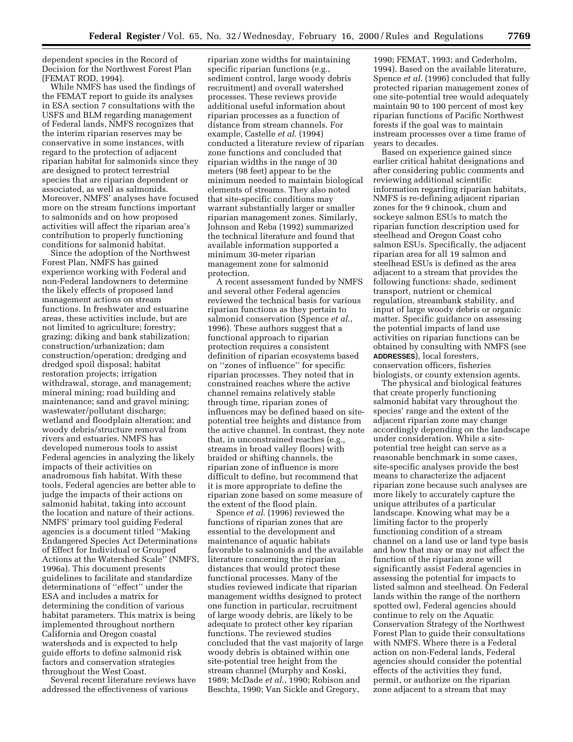dependent species in the Record of Decision for the Northwest Forest Plan (FEMAT ROD, 1994).

While NMFS has used the findings of the FEMAT report to guide its analyses in ESA section 7 consultations with the USFS and BLM regarding management of Federal lands, NMFS recognizes that the interim riparian reserves may be conservative in some instances, with regard to the protection of adjacent riparian habitat for salmonids since they are designed to protect terrestrial species that are riparian dependent or associated, as well as salmonids. Moreover, NMFS' analyses have focused more on the stream functions important to salmonids and on how proposed activities will affect the riparian area's contribution to properly functioning conditions for salmonid habitat.

Since the adoption of the Northwest Forest Plan, NMFS has gained experience working with Federal and non-Federal landowners to determine the likely effects of proposed land management actions on stream functions. In freshwater and estuarine areas, these activities include, but are not limited to agriculture; forestry; grazing; diking and bank stabilization; construction/urbanization; dam construction/operation; dredging and dredged spoil disposal; habitat restoration projects; irrigation withdrawal, storage, and management; mineral mining; road building and maintenance; sand and gravel mining; wastewater/pollutant discharge; wetland and floodplain alteration; and woody debris/structure removal from rivers and estuaries. NMFS has developed numerous tools to assist Federal agencies in analyzing the likely impacts of their activities on anadromous fish habitat. With these tools, Federal agencies are better able to judge the impacts of their actions on salmonid habitat, taking into account the location and nature of their actions. NMFS' primary tool guiding Federal agencies is a document titled ''Making Endangered Species Act Determinations of Effect for Individual or Grouped Actions at the Watershed Scale'' (NMFS, 1996a). This document presents guidelines to facilitate and standardize determinations of ''effect'' under the ESA and includes a matrix for determining the condition of various habitat parameters. This matrix is being implemented throughout northern California and Oregon coastal watersheds and is expected to help guide efforts to define salmonid risk factors and conservation strategies throughout the West Coast.

Several recent literature reviews have addressed the effectiveness of various riparian zone widths for maintaining specific riparian functions (e.g., sediment control, large woody debris recruitment) and overall watershed processes. These reviews provide additional useful information about riparian processes as a function of distance from stream channels. For example, Castelle *et al*. (1994) conducted a literature review of riparian zone functions and concluded that riparian widths in the range of 30 meters (98 feet) appear to be the minimum needed to maintain biological elements of streams. They also noted that site-specific conditions may warrant substantially larger or smaller riparian management zones. Similarly, Johnson and Reba (1992) summarized the technical literature and found that available information supported a minimum 30-meter riparian management zone for salmonid protection.

A recent assessment funded by NMFS and several other Federal agencies reviewed the technical basis for various riparian functions as they pertain to salmonid conservation (Spence *et al*., 1996). These authors suggest that a functional approach to riparian protection requires a consistent definition of riparian ecosystems based on ''zones of influence'' for specific riparian processes. They noted that in constrained reaches where the active channel remains relatively stable through time, riparian zones of influences may be defined based on site-potential tree heights and distance from the active channel. In contrast, they note that, in unconstrained reaches (e.g., streams in broad valley floors) with braided or shifting channels, the riparian zone of influence is more difficult to define, but recommend that it is more appropriate to define the riparian zone based on some measure of the extent of the flood plain.

Spence *et al*. (1996) reviewed the functions of riparian zones that are essential to the development and maintenance of aquatic habitats favorable to salmonids and the available literature concerning the riparian distances that would protect these functional processes. Many of the studies reviewed indicate that riparian management widths designed to protect one function in particular, recruitment of large woody debris, are likely to be adequate to protect other key riparian functions. The reviewed studies concluded that the vast majority of large woody debris is obtained within one site-potential tree height from the stream channel (Murphy and Koski, 1989; McDade *et al*., 1990; Robison and Beschta, 1990; Van Sickle and Gregory, 1990; FEMAT, 1993; and Cederholm, 1994). Based on the available literature, Spence *et al*. (1996) concluded that fully protected riparian management zones of one site-potential tree would adequately maintain 90 to 100 percent of most key riparian functions of Pacific Northwest forests if the goal was to maintain instream processes over a time frame of years to decades.

Based on experience gained since earlier critical habitat designations and after considering public comments and reviewing additional scientific information regarding riparian habitats, NMFS is re-defining adjacent riparian zones for the 9 chinook, chum and sockeye salmon ESUs to match the riparian function description used for steelhead and Oregon Coast coho salmon ESUs. Specifically, the adjacent riparian area for all 19 salmon and steelhead ESUs is defined as the area adjacent to a stream that provides the following functions: shade, sediment transport, nutrient or chemical regulation, streambank stability, and input of large woody debris or organic matter. Specific guidance on assessing the potential impacts of land use activities on riparian functions can be obtained by consulting with NMFS (see **ADDRESSES**), local foresters, conservation officers, fisheries biologists, or county extension agents.

The physical and biological features that create properly functioning salmonid habitat vary throughout the species' range and the extent of the adjacent riparian zone may change accordingly depending on the landscape under consideration. While a site-potential tree height can serve as a reasonable benchmark in some cases, site-specific analyses provide the best means to characterize the adjacent riparian zone because such analyses are more likely to accurately capture the unique attributes of a particular landscape. Knowing what may be a limiting factor to the properly functioning condition of a stream channel on a land use or land type basis and how that may or may not affect the function of the riparian zone will significantly assist Federal agencies in assessing the potential for impacts to listed salmon and steelhead. On Federal lands within the range of the northern spotted owl, Federal agencies should continue to rely on the Aquatic Conservation Strategy of the Northwest Forest Plan to guide their consultations with NMFS. Where there is a Federal action on non-Federal lands, Federal agencies should consider the potential effects of the activities they fund, permit, or authorize on the riparian zone adjacent to a stream that may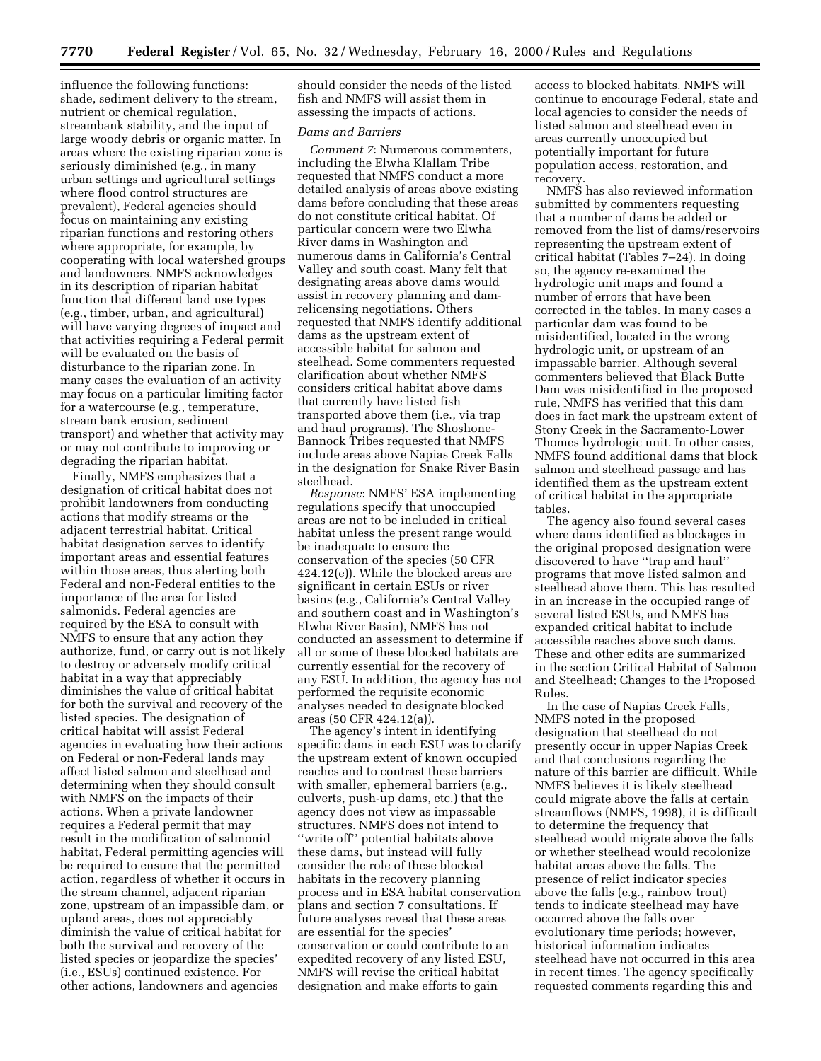influence the following functions: shade, sediment delivery to the stream, nutrient or chemical regulation, streambank stability, and the input of large woody debris or organic matter. In areas where the existing riparian zone is seriously diminished (e.g., in many urban settings and agricultural settings where flood control structures are prevalent), Federal agencies should focus on maintaining any existing riparian functions and restoring others where appropriate, for example, by cooperating with local watershed groups and landowners. NMFS acknowledges in its description of riparian habitat function that different land use types (e.g., timber, urban, and agricultural) will have varying degrees of impact and that activities requiring a Federal permit will be evaluated on the basis of disturbance to the riparian zone. In many cases the evaluation of an activity may focus on a particular limiting factor for a watercourse (e.g., temperature, stream bank erosion, sediment transport) and whether that activity may or may not contribute to improving or degrading the riparian habitat.

Finally, NMFS emphasizes that a designation of critical habitat does not prohibit landowners from conducting actions that modify streams or the adjacent terrestrial habitat. Critical habitat designation serves to identify important areas and essential features within those areas, thus alerting both Federal and non-Federal entities to the importance of the area for listed salmonids. Federal agencies are required by the ESA to consult with NMFS to ensure that any action they authorize, fund, or carry out is not likely to destroy or adversely modify critical habitat in a way that appreciably diminishes the value of critical habitat for both the survival and recovery of the listed species. The designation of critical habitat will assist Federal agencies in evaluating how their actions on Federal or non-Federal lands may affect listed salmon and steelhead and determining when they should consult with NMFS on the impacts of their actions. When a private landowner requires a Federal permit that may result in the modification of salmonid habitat, Federal permitting agencies will be required to ensure that the permitted action, regardless of whether it occurs in the stream channel, adjacent riparian zone, upstream of an impassible dam, or upland areas, does not appreciably diminish the value of critical habitat for both the survival and recovery of the listed species or jeopardize the species' (i.e., ESUs) continued existence. For other actions, landowners and agencies should consider the needs of the listed fish and NMFS will assist them in assessing the impacts of actions.

*Dams and Barriers*

*Comment 7*: Numerous commenters, including the Elwha Klallam Tribe requested that NMFS conduct a more detailed analysis of areas above existing dams before concluding that these areas do not constitute critical habitat. Of particular concern were two Elwha River dams in Washington and numerous dams in California's Central Valley and south coast. Many felt that designating areas above dams would assist in recovery planning and dam-relicensing negotiations. Others requested that NMFS identify additional dams as the upstream extent of accessible habitat for salmon and steelhead. Some commenters requested clarification about whether NMFS considers critical habitat above dams that currently have listed fish transported above them (i.e., via trap and haul programs). The Shoshone-Bannock Tribes requested that NMFS include areas above Napias Creek Falls in the designation for Snake River Basin steelhead.

*Response*: NMFS' ESA implementing regulations specify that unoccupied areas are not to be included in critical habitat unless the present range would be inadequate to ensure the conservation of the species (50 CFR 424.12(e)). While the blocked areas are significant in certain ESUs or river basins (e.g., California's Central Valley and southern coast and in Washington's Elwha River Basin), NMFS has not conducted an assessment to determine if all or some of these blocked habitats are currently essential for the recovery of any ESU. In addition, the agency has not performed the requisite economic analyses needed to designate blocked areas (50 CFR 424.12(a)).

The agency's intent in identifying specific dams in each ESU was to clarify the upstream extent of known occupied reaches and to contrast these barriers with smaller, ephemeral barriers (e.g., culverts, push-up dams, etc.) that the agency does not view as impassable structures. NMFS does not intend to ''write off'' potential habitats above these dams, but instead will fully consider the role of these blocked habitats in the recovery planning process and in ESA habitat conservation plans and section 7 consultations. If future analyses reveal that these areas are essential for the species' conservation or could contribute to an expedited recovery of any listed ESU, NMFS will revise the critical habitat designation and make efforts to gain access to blocked habitats. NMFS will continue to encourage Federal, state and local agencies to consider the needs of listed salmon and steelhead even in areas currently unoccupied but potentially important for future population access, restoration, and recovery.

NMFS has also reviewed information submitted by commenters requesting that a number of dams be added or removed from the list of dams/reservoirs representing the upstream extent of critical habitat (Tables 7–24). In doing so, the agency re-examined the hydrologic unit maps and found a number of errors that have been corrected in the tables. In many cases a particular dam was found to be misidentified, located in the wrong hydrologic unit, or upstream of an impassable barrier. Although several commenters believed that Black Butte Dam was misidentified in the proposed rule, NMFS has verified that this dam does in fact mark the upstream extent of Stony Creek in the Sacramento-Lower Thomes hydrologic unit. In other cases, NMFS found additional dams that block salmon and steelhead passage and has identified them as the upstream extent of critical habitat in the appropriate tables.

The agency also found several cases where dams identified as blockages in the original proposed designation were discovered to have ''trap and haul'' programs that move listed salmon and steelhead above them. This has resulted in an increase in the occupied range of several listed ESUs, and NMFS has expanded critical habitat to include accessible reaches above such dams. These and other edits are summarized in the section Critical Habitat of Salmon and Steelhead; Changes to the Proposed Rules.

In the case of Napias Creek Falls, NMFS noted in the proposed designation that steelhead do not presently occur in upper Napias Creek and that conclusions regarding the nature of this barrier are difficult. While NMFS believes it is likely steelhead could migrate above the falls at certain streamflows (NMFS, 1998), it is difficult to determine the frequency that steelhead would migrate above the falls or whether steelhead would recolonize habitat areas above the falls. The presence of relict indicator species above the falls (e.g., rainbow trout) tends to indicate steelhead may have occurred above the falls over evolutionary time periods; however, historical information indicates steelhead have not occurred in this area in recent times. The agency specifically requested comments regarding this and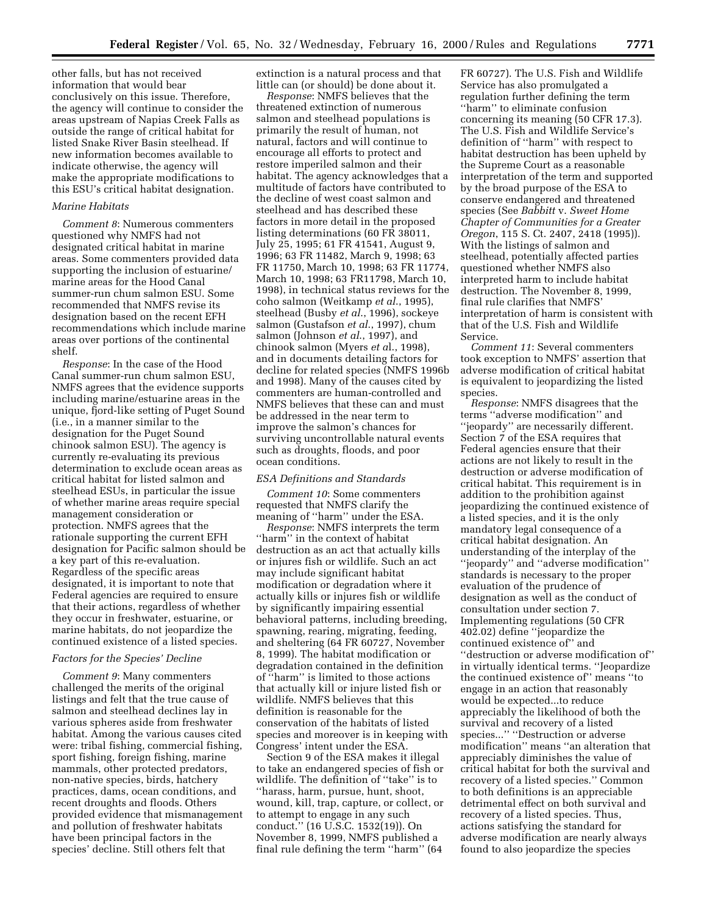other falls, but has not received information that would bear conclusively on this issue. Therefore, the agency will continue to consider the areas upstream of Napias Creek Falls as outside the range of critical habitat for listed Snake River Basin steelhead. If new information becomes available to indicate otherwise, the agency will make the appropriate modifications to this ESU's critical habitat designation.

*Marine Habitats*

*Comment 8*: Numerous commenters questioned why NMFS had not designated critical habitat in marine areas. Some commenters provided data supporting the inclusion of estuarine/marine areas for the Hood Canal summer-run chum salmon ESU. Some recommended that NMFS revise its designation based on the recent EFH recommendations which include marine areas over portions of the continental shelf.

*Response*: In the case of the Hood Canal summer-run chum salmon ESU, NMFS agrees that the evidence supports including marine/estuarine areas in the unique, fjord-like setting of Puget Sound (i.e., in a manner similar to the designation for the Puget Sound chinook salmon ESU). The agency is currently re-evaluating its previous determination to exclude ocean areas as critical habitat for listed salmon and steelhead ESUs, in particular the issue of whether marine areas require special management consideration or protection. NMFS agrees that the rationale supporting the current EFH designation for Pacific salmon should be a key part of this re-evaluation. Regardless of the specific areas designated, it is important to note that Federal agencies are required to ensure that their actions, regardless of whether they occur in freshwater, estuarine, or marine habitats, do not jeopardize the continued existence of a listed species.

*Factors for the Species' Decline*

*Comment 9*: Many commenters challenged the merits of the original listings and felt that the true cause of salmon and steelhead declines lay in various spheres aside from freshwater habitat. Among the various causes cited were: tribal fishing, commercial fishing, sport fishing, foreign fishing, marine mammals, other protected predators, non-native species, birds, hatchery practices, dams, ocean conditions, and recent droughts and floods. Others provided evidence that mismanagement and pollution of freshwater habitats have been principal factors in the species' decline. Still others felt that extinction is a natural process and that little can (or should) be done about it.

*Response*: NMFS believes that the threatened extinction of numerous salmon and steelhead populations is primarily the result of human, not natural, factors and will continue to encourage all efforts to protect and restore imperiled salmon and their habitat. The agency acknowledges that a multitude of factors have contributed to the decline of west coast salmon and steelhead and has described these factors in more detail in the proposed listing determinations (60 FR 38011, July 25, 1995; 61 FR 41541, August 9, 1996; 63 FR 11482, March 9, 1998; 63 FR 11750, March 10, 1998; 63 FR 11774, March 10, 1998; 63 FR11798, March 10, 1998), in technical status reviews for the coho salmon (Weitkamp *et al.*, 1995), steelhead (Busby *et al.*, 1996), sockeye salmon (Gustafson *et al.*, 1997), chum salmon (Johnson *et al.*, 1997), and chinook salmon (Myers *et a*l., 1998), and in documents detailing factors for decline for related species (NMFS 1996b and 1998). Many of the causes cited by commenters are human-controlled and NMFS believes that these can and must be addressed in the near term to improve the salmon's chances for surviving uncontrollable natural events such as droughts, floods, and poor ocean conditions.

*ESA Definitions and Standards*

*Comment 10*: Some commenters requested that NMFS clarify the meaning of "harm" under the ESA.

*Response*: NMFS interprets the term "harm" in the context of habitat destruction as an act that actually kills or injures fish or wildlife. Such an act may include significant habitat modification or degradation where it actually kills or injures fish or wildlife by significantly impairing essential behavioral patterns, including breeding, spawning, rearing, migrating, feeding, and sheltering (64 FR 60727, November 8, 1999). The habitat modification or degradation contained in the definition of "harm" is limited to those actions that actually kill or injure listed fish or wildlife. NMFS believes that this definition is reasonable for the conservation of the habitats of listed species and moreover is in keeping with Congress' intent under the ESA.

Section 9 of the ESA makes it illegal to take an endangered species of fish or wildlife. The definition of "take" is to "harass, harm, pursue, hunt, shoot, wound, kill, trap, capture, or collect, or to attempt to engage in any such conduct." (16 U.S.C. 1532(19)). On November 8, 1999, NMFS published a final rule defining the term "harm" (64 FR 60727). The U.S. Fish and Wildlife Service has also promulgated a regulation further defining the term "harm" to eliminate confusion concerning its meaning (50 CFR 17.3). The U.S. Fish and Wildlife Service's definition of "harm" with respect to habitat destruction has been upheld by the Supreme Court as a reasonable interpretation of the term and supported by the broad purpose of the ESA to conserve endangered and threatened species (See *Babbitt* v. *Sweet Home Chapter of Communities for a Greater Oregon*, 115 S. Ct. 2407, 2418 (1995)). With the listings of salmon and steelhead, potentially affected parties questioned whether NMFS also interpreted harm to include habitat destruction. The November 8, 1999, final rule clarifies that NMFS' interpretation of harm is consistent with that of the U.S. Fish and Wildlife Service.

*Comment 11*: Several commenters took exception to NMFS' assertion that adverse modification of critical habitat is equivalent to jeopardizing the listed species.

*Response*: NMFS disagrees that the terms "adverse modification" and "jeopardy" are necessarily different. Section 7 of the ESA requires that Federal agencies ensure that their actions are not likely to result in the destruction or adverse modification of critical habitat. This requirement is in addition to the prohibition against jeopardizing the continued existence of a listed species, and it is the only mandatory legal consequence of a critical habitat designation. An understanding of the interplay of the "jeopardy" and "adverse modification" standards is necessary to the proper evaluation of the prudence of designation as well as the conduct of consultation under section 7. Implementing regulations (50 CFR 402.02) define "jeopardize the continued existence of" and "destruction or adverse modification of" in virtually identical terms. "Jeopardize the continued existence of" means "to engage in an action that reasonably would be expected...to reduce appreciably the likelihood of both the survival and recovery of a listed species..." "Destruction or adverse modification" means "an alteration that appreciably diminishes the value of critical habitat for both the survival and recovery of a listed species." Common to both definitions is an appreciable detrimental effect on both survival and recovery of a listed species. Thus, actions satisfying the standard for adverse modification are nearly always found to also jeopardize the species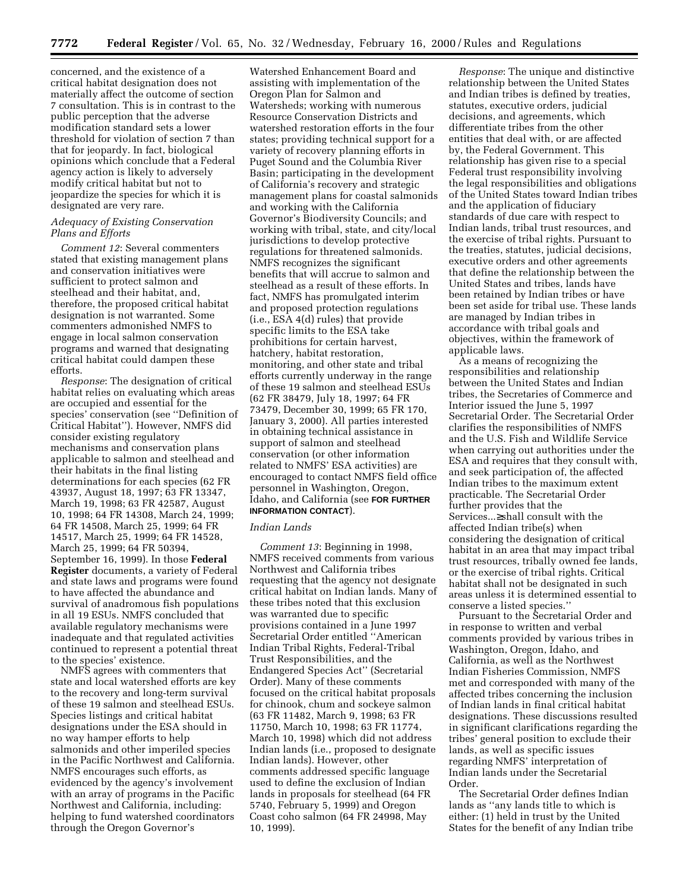concerned, and the existence of a critical habitat designation does not materially affect the outcome of section 7 consultation. This is in contrast to the public perception that the adverse modification standard sets a lower threshold for violation of section 7 than that for jeopardy. In fact, biological opinions which conclude that a Federal agency action is likely to adversely modify critical habitat but not to jeopardize the species for which it is designated are very rare.

### *Adequacy of Existing Conservation Plans and Efforts*

*Comment 12*: Several commenters stated that existing management plans and conservation initiatives were sufficient to protect salmon and steelhead and their habitat, and, therefore, the proposed critical habitat designation is not warranted. Some commenters admonished NMFS to engage in local salmon conservation programs and warned that designating critical habitat could dampen these efforts.

*Response*: The designation of critical habitat relies on evaluating which areas are occupied and essential for the species' conservation (see ''Definition of Critical Habitat''). However, NMFS did consider existing regulatory mechanisms and conservation plans applicable to salmon and steelhead and their habitats in the final listing determinations for each species (62 FR 43937, August 18, 1997; 63 FR 13347, March 19, 1998; 63 FR 42587, August 10, 1998; 64 FR 14308, March 24, 1999; 64 FR 14508, March 25, 1999; 64 FR 14517, March 25, 1999; 64 FR 14528, March 25, 1999; 64 FR 50394, September 16, 1999). In those **Federal Register** documents, a variety of Federal and state laws and programs were found to have affected the abundance and survival of anadromous fish populations in all 19 ESUs. NMFS concluded that available regulatory mechanisms were inadequate and that regulated activities continued to represent a potential threat to the species' existence.

NMFS agrees with commenters that state and local watershed efforts are key to the recovery and long-term survival of these 19 salmon and steelhead ESUs. Species listings and critical habitat designations under the ESA should in no way hamper efforts to help salmonids and other imperiled species in the Pacific Northwest and California. NMFS encourages such efforts, as evidenced by the agency's involvement with an array of programs in the Pacific Northwest and California, including: helping to fund watershed coordinators through the Oregon Governor's Watershed Enhancement Board and assisting with implementation of the Oregon Plan for Salmon and Watersheds; working with numerous Resource Conservation Districts and watershed restoration efforts in the four states; providing technical support for a variety of recovery planning efforts in Puget Sound and the Columbia River Basin; participating in the development of California's recovery and strategic management plans for coastal salmonids and working with the California Governor's Biodiversity Councils; and working with tribal, state, and city/local jurisdictions to develop protective regulations for threatened salmonids. NMFS recognizes the significant benefits that will accrue to salmon and steelhead as a result of these efforts. In fact, NMFS has promulgated interim and proposed protection regulations (i.e., ESA 4(d) rules) that provide specific limits to the ESA take prohibitions for certain harvest, hatchery, habitat restoration, monitoring, and other state and tribal efforts currently underway in the range of these 19 salmon and steelhead ESUs (62 FR 38479, July 18, 1997; 64 FR 73479, December 30, 1999; 65 FR 170, January 3, 2000). All parties interested in obtaining technical assistance in support of salmon and steelhead conservation (or other information related to NMFS' ESA activities) are encouraged to contact NMFS field office personnel in Washington, Oregon, Idaho, and California (see **FOR FURTHER INFORMATION CONTACT**).

### *Indian Lands*

*Comment 13*: Beginning in 1998, NMFS received comments from various Northwest and California tribes requesting that the agency not designate critical habitat on Indian lands. Many of these tribes noted that this exclusion was warranted due to specific provisions contained in a June 1997 Secretarial Order entitled ''American Indian Tribal Rights, Federal-Tribal Trust Responsibilities, and the Endangered Species Act'' (Secretarial Order). Many of these comments focused on the critical habitat proposals for chinook, chum and sockeye salmon (63 FR 11482, March 9, 1998; 63 FR 11750, March 10, 1998; 63 FR 11774, March 10, 1998) which did not address Indian lands (i.e., proposed to designate Indian lands). However, other comments addressed specific language used to define the exclusion of Indian lands in proposals for steelhead (64 FR 5740, February 5, 1999) and Oregon Coast coho salmon (64 FR 24998, May 10, 1999).

*Response*: The unique and distinctive relationship between the United States and Indian tribes is defined by treaties, statutes, executive orders, judicial decisions, and agreements, which differentiate tribes from the other entities that deal with, or are affected by, the Federal Government. This relationship has given rise to a special Federal trust responsibility involving the legal responsibilities and obligations of the United States toward Indian tribes and the application of fiduciary standards of due care with respect to Indian lands, tribal trust resources, and the exercise of tribal rights. Pursuant to the treaties, statutes, judicial decisions, executive orders and other agreements that define the relationship between the United States and tribes, lands have been retained by Indian tribes or have been set aside for tribal use. These lands are managed by Indian tribes in accordance with tribal goals and objectives, within the framework of applicable laws.

As a means of recognizing the responsibilities and relationship between the United States and Indian tribes, the Secretaries of Commerce and Interior issued the June 5, 1997 Secretarial Order. The Secretarial Order clarifies the responsibilities of NMFS and the U.S. Fish and Wildlife Service when carrying out authorities under the ESA and requires that they consult with, and seek participation of, the affected Indian tribes to the maximum extent practicable. The Secretarial Order further provides that the Services...≥shall consult with the affected Indian tribe(s) when considering the designation of critical habitat in an area that may impact tribal trust resources, tribally owned fee lands, or the exercise of tribal rights. Critical habitat shall not be designated in such areas unless it is determined essential to conserve a listed species.''

Pursuant to the Secretarial Order and in response to written and verbal comments provided by various tribes in Washington, Oregon, Idaho, and California, as well as the Northwest Indian Fisheries Commission, NMFS met and corresponded with many of the affected tribes concerning the inclusion of Indian lands in final critical habitat designations. These discussions resulted in significant clarifications regarding the tribes' general position to exclude their lands, as well as specific issues regarding NMFS' interpretation of Indian lands under the Secretarial Order.

The Secretarial Order defines Indian lands as ''any lands title to which is either: (1) held in trust by the United States for the benefit of any Indian tribe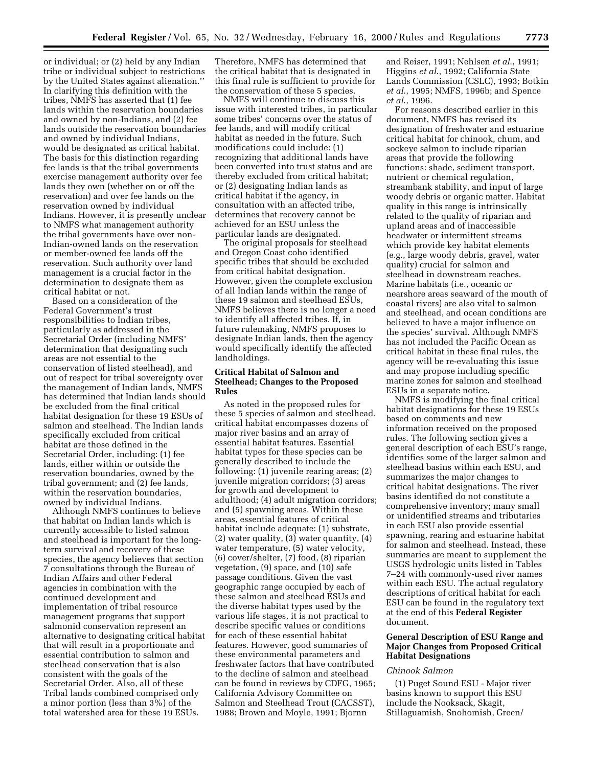or individual; or (2) held by any Indian tribe or individual subject to restrictions by the United States against alienation.'' In clarifying this definition with the tribes, NMFS has asserted that (1) fee lands within the reservation boundaries and owned by non-Indians, and (2) fee lands outside the reservation boundaries and owned by individual Indians, would be designated as critical habitat. The basis for this distinction regarding fee lands is that the tribal governments exercise management authority over fee lands they own (whether on or off the reservation) and over fee lands on the reservation owned by individual Indians. However, it is presently unclear to NMFS what management authority the tribal governments have over non-Indian-owned lands on the reservation or member-owned fee lands off the reservation. Such authority over land management is a crucial factor in the determination to designate them as critical habitat or not.

Based on a consideration of the Federal Government's trust responsibilities to Indian tribes, particularly as addressed in the Secretarial Order (including NMFS' determination that designating such areas are not essential to the conservation of listed steelhead), and out of respect for tribal sovereignty over the management of Indian lands, NMFS has determined that Indian lands should be excluded from the final critical habitat designation for these 19 ESUs of salmon and steelhead. The Indian lands specifically excluded from critical habitat are those defined in the Secretarial Order, including: (1) fee lands, either within or outside the reservation boundaries, owned by the tribal government; and (2) fee lands, within the reservation boundaries, owned by individual Indians.

Although NMFS continues to believe that habitat on Indian lands which is currently accessible to listed salmon and steelhead is important for the long-term survival and recovery of these species, the agency believes that section 7 consultations through the Bureau of Indian Affairs and other Federal agencies in combination with the continued development and implementation of tribal resource management programs that support salmonid conservation represent an alternative to designating critical habitat that will result in a proportionate and essential contribution to salmon and steelhead conservation that is also consistent with the goals of the Secretarial Order. Also, all of these Tribal lands combined comprised only a minor portion (less than 3%) of the total watershed area for these 19 ESUs.
Therefore, NMFS has determined that the critical habitat that is designated in this final rule is sufficient to provide for the conservation of these 5 species.

NMFS will continue to discuss this issue with interested tribes, in particular some tribes' concerns over the status of fee lands, and will modify critical habitat as needed in the future. Such modifications could include: (1) recognizing that additional lands have been converted into trust status and are thereby excluded from critical habitat; or (2) designating Indian lands as critical habitat if the agency, in consultation with an affected tribe, determines that recovery cannot be achieved for an ESU unless the particular lands are designated.

The original proposals for steelhead and Oregon Coast coho identified specific tribes that should be excluded from critical habitat designation. However, given the complete exclusion of all Indian lands within the range of these 19 salmon and steelhead ESUs, NMFS believes there is no longer a need to identify all affected tribes. If, in future rulemaking, NMFS proposes to designate Indian lands, then the agency would specifically identify the affected landholdings.

**Critical Habitat of Salmon and Steelhead; Changes to the Proposed Rules**

As noted in the proposed rules for these 5 species of salmon and steelhead, critical habitat encompasses dozens of major river basins and an array of essential habitat features. Essential habitat types for these species can be generally described to include the following: (1) juvenile rearing areas; (2) juvenile migration corridors; (3) areas for growth and development to adulthood; (4) adult migration corridors; and (5) spawning areas. Within these areas, essential features of critical habitat include adequate: (1) substrate, (2) water quality, (3) water quantity, (4) water temperature, (5) water velocity, (6) cover/shelter, (7) food, (8) riparian vegetation, (9) space, and (10) safe passage conditions. Given the vast geographic range occupied by each of these salmon and steelhead ESUs and the diverse habitat types used by the various life stages, it is not practical to describe specific values or conditions for each of these essential habitat features. However, good summaries of these environmental parameters and freshwater factors that have contributed to the decline of salmon and steelhead can be found in reviews by CDFG, 1965; California Advisory Committee on Salmon and Steelhead Trout (CACSST), 1988; Brown and Moyle, 1991; Bjornn and Reiser, 1991; Nehlsen *et al.*, 1991; Higgins *et al.*, 1992; California State Lands Commission (CSLC), 1993; Botkin *et al.*, 1995; NMFS, 1996b; and Spence *et al.*, 1996.

For reasons described earlier in this document, NMFS has revised its designation of freshwater and estuarine critical habitat for chinook, chum, and sockeye salmon to include riparian areas that provide the following functions: shade, sediment transport, nutrient or chemical regulation, streambank stability, and input of large woody debris or organic matter. Habitat quality in this range is intrinsically related to the quality of riparian and upland areas and of inaccessible headwater or intermittent streams which provide key habitat elements (e.g., large woody debris, gravel, water quality) crucial for salmon and steelhead in downstream reaches. Marine habitats (i.e., oceanic or nearshore areas seaward of the mouth of coastal rivers) are also vital to salmon and steelhead, and ocean conditions are believed to have a major influence on the species' survival. Although NMFS has not included the Pacific Ocean as critical habitat in these final rules, the agency will be re-evaluating this issue and may propose including specific marine zones for salmon and steelhead ESUs in a separate notice.

NMFS is modifying the final critical habitat designations for these 19 ESUs based on comments and new information received on the proposed rules. The following section gives a general description of each ESU's range, identifies some of the larger salmon and steelhead basins within each ESU, and summarizes the major changes to critical habitat designations. The river basins identified do not constitute a comprehensive inventory; many small or unidentified streams and tributaries in each ESU also provide essential spawning, rearing and estuarine habitat for salmon and steelhead. Instead, these summaries are meant to supplement the USGS hydrologic units listed in Tables 7–24 with commonly-used river names within each ESU. The actual regulatory descriptions of critical habitat for each ESU can be found in the regulatory text at the end of this **Federal Register** document.

**General Description of ESU Range and Major Changes from Proposed Critical Habitat Designations**

*Chinook Salmon*

(1) Puget Sound ESU - Major river basins known to support this ESU include the Nooksack, Skagit, Stillaguamish, Snohomish, Green/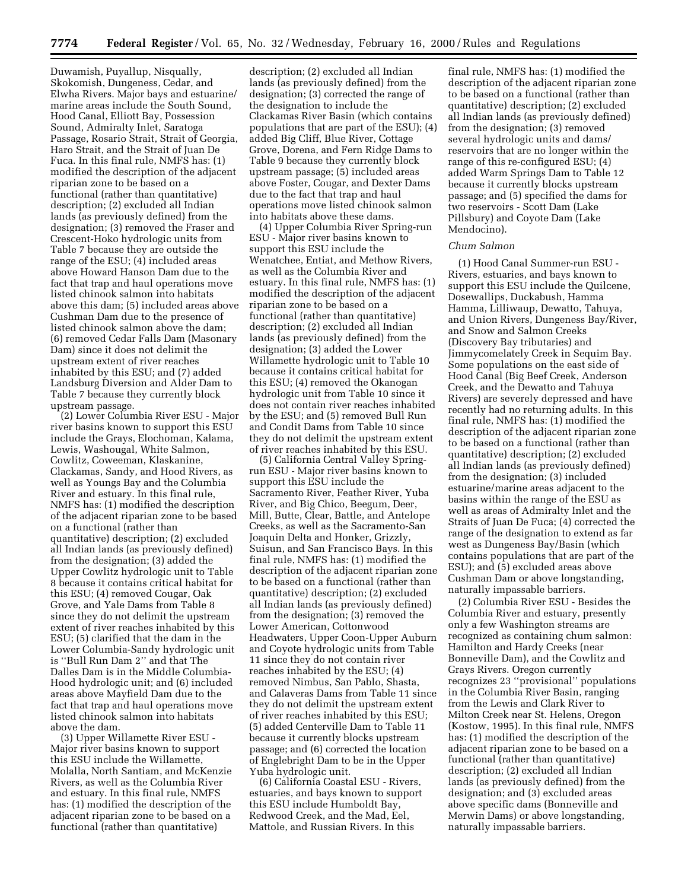Duwamish, Puyallup, Nisqually, Skokomish, Dungeness, Cedar, and Elwha Rivers. Major bays and estuarine/marine areas include the South Sound, Hood Canal, Elliott Bay, Possession Sound, Admiralty Inlet, Saratoga Passage, Rosario Strait, Strait of Georgia, Haro Strait, and the Strait of Juan De Fuca. In this final rule, NMFS has: (1) modified the description of the adjacent riparian zone to be based on a functional (rather than quantitative) description; (2) excluded all Indian lands (as previously defined) from the designation; (3) removed the Fraser and Crescent-Hoko hydrologic units from Table 7 because they are outside the range of the ESU; (4) included areas above Howard Hanson Dam due to the fact that trap and haul operations move listed chinook salmon into habitats above this dam; (5) included areas above Cushman Dam due to the presence of listed chinook salmon above the dam; (6) removed Cedar Falls Dam (Masonary Dam) since it does not delimit the upstream extent of river reaches inhabited by this ESU; and (7) added Landsburg Diversion and Alder Dam to Table 7 because they currently block upstream passage.

(2) Lower Columbia River ESU - Major river basins known to support this ESU include the Grays, Elochoman, Kalama, Lewis, Washougal, White Salmon, Cowlitz, Coweeman, Klaskanine, Clackamas, Sandy, and Hood Rivers, as well as Youngs Bay and the Columbia River and estuary. In this final rule, NMFS has: (1) modified the description of the adjacent riparian zone to be based on a functional (rather than quantitative) description; (2) excluded all Indian lands (as previously defined) from the designation; (3) added the Upper Cowlitz hydrologic unit to Table 8 because it contains critical habitat for this ESU; (4) removed Cougar, Oak Grove, and Yale Dams from Table 8 since they do not delimit the upstream extent of river reaches inhabited by this ESU; (5) clarified that the dam in the Lower Columbia-Sandy hydrologic unit is ''Bull Run Dam 2'' and that The Dalles Dam is in the Middle Columbia-Hood hydrologic unit; and (6) included areas above Mayfield Dam due to the fact that trap and haul operations move listed chinook salmon into habitats above the dam.

(3) Upper Willamette River ESU - Major river basins known to support this ESU include the Willamette, Molalla, North Santiam, and McKenzie Rivers, as well as the Columbia River and estuary. In this final rule, NMFS has: (1) modified the description of the adjacent riparian zone to be based on a functional (rather than quantitative) description; (2) excluded all Indian lands (as previously defined) from the designation; (3) corrected the range of the designation to include the Clackamas River Basin (which contains populations that are part of the ESU); (4) added Big Cliff, Blue River, Cottage Grove, Dorena, and Fern Ridge Dams to Table 9 because they currently block upstream passage; (5) included areas above Foster, Cougar, and Dexter Dams due to the fact that trap and haul operations move listed chinook salmon into habitats above these dams.

(4) Upper Columbia River Spring-run ESU - Major river basins known to support this ESU include the Wenatchee, Entiat, and Methow Rivers, as well as the Columbia River and estuary. In this final rule, NMFS has: (1) modified the description of the adjacent riparian zone to be based on a functional (rather than quantitative) description; (2) excluded all Indian lands (as previously defined) from the designation; (3) added the Lower Willamette hydrologic unit to Table 10 because it contains critical habitat for this ESU; (4) removed the Okanogan hydrologic unit from Table 10 since it does not contain river reaches inhabited by the ESU; and (5) removed Bull Run and Condit Dams from Table 10 since they do not delimit the upstream extent of river reaches inhabited by this ESU.

(5) California Central Valley Spring-run ESU - Major river basins known to support this ESU include the Sacramento River, Feather River, Yuba River, and Big Chico, Beegum, Deer, Mill, Butte, Clear, Battle, and Antelope Creeks, as well as the Sacramento-San Joaquin Delta and Honker, Grizzly, Suisun, and San Francisco Bays. In this final rule, NMFS has: (1) modified the description of the adjacent riparian zone to be based on a functional (rather than quantitative) description; (2) excluded all Indian lands (as previously defined) from the designation; (3) removed the Lower American, Cottonwood Headwaters, Upper Coon-Upper Auburn and Coyote hydrologic units from Table 11 since they do not contain river reaches inhabited by the ESU; (4) removed Nimbus, San Pablo, Shasta, and Calaveras Dams from Table 11 since they do not delimit the upstream extent of river reaches inhabited by this ESU; (5) added Centerville Dam to Table 11 because it currently blocks upstream passage; and (6) corrected the location of Englebright Dam to be in the Upper Yuba hydrologic unit.

(6) California Coastal ESU - Rivers, estuaries, and bays known to support this ESU include Humboldt Bay, Redwood Creek, and the Mad, Eel, Mattole, and Russian Rivers. In this final rule, NMFS has: (1) modified the description of the adjacent riparian zone to be based on a functional (rather than quantitative) description; (2) excluded all Indian lands (as previously defined) from the designation; (3) removed several hydrologic units and dams/reservoirs that are no longer within the range of this re-configured ESU; (4) added Warm Springs Dam to Table 12 because it currently blocks upstream passage; and (5) specified the dams for two reservoirs - Scott Dam (Lake Pillsbury) and Coyote Dam (Lake Mendocino).

*Chum Salmon*

(1) Hood Canal Summer-run ESU - Rivers, estuaries, and bays known to support this ESU include the Quilcene, Dosewallips, Duckabush, Hamma Hamma, Lilliwaup, Dewatto, Tahuya, and Union Rivers, Dungeness Bay/River, and Snow and Salmon Creeks (Discovery Bay tributaries) and Jimmycomelately Creek in Sequim Bay. Some populations on the east side of Hood Canal (Big Beef Creek, Anderson Creek, and the Dewatto and Tahuya Rivers) are severely depressed and have recently had no returning adults. In this final rule, NMFS has: (1) modified the description of the adjacent riparian zone to be based on a functional (rather than quantitative) description; (2) excluded all Indian lands (as previously defined) from the designation; (3) included estuarine/marine areas adjacent to the basins within the range of the ESU as well as areas of Admiralty Inlet and the Straits of Juan De Fuca; (4) corrected the range of the designation to extend as far west as Dungeness Bay/Basin (which contains populations that are part of the ESU); and (5) excluded areas above Cushman Dam or above longstanding, naturally impassable barriers.

(2) Columbia River ESU - Besides the Columbia River and estuary, presently only a few Washington streams are recognized as containing chum salmon: Hamilton and Hardy Creeks (near Bonneville Dam), and the Cowlitz and Grays Rivers. Oregon currently recognizes 23 ''provisional'' populations in the Columbia River Basin, ranging from the Lewis and Clark River to Milton Creek near St. Helens, Oregon (Kostow, 1995). In this final rule, NMFS has: (1) modified the description of the adjacent riparian zone to be based on a functional (rather than quantitative) description; (2) excluded all Indian lands (as previously defined) from the designation; and (3) excluded areas above specific dams (Bonneville and Merwin Dams) or above longstanding, naturally impassable barriers.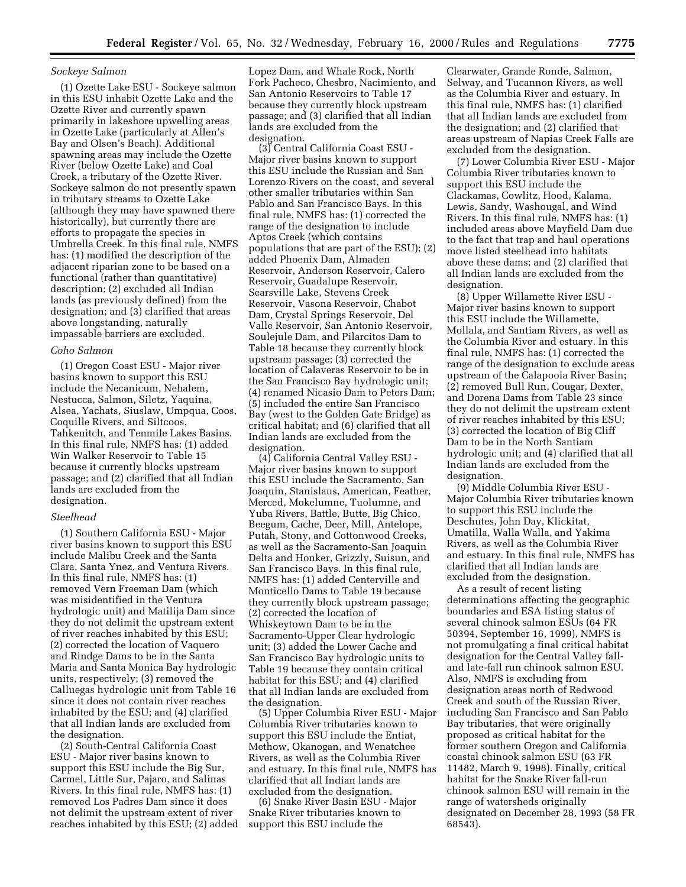*Sockeye Salmon*

(1) Ozette Lake ESU - Sockeye salmon in this ESU inhabit Ozette Lake and the Ozette River and currently spawn primarily in lakeshore upwelling areas in Ozette Lake (particularly at Allen's Bay and Olsen's Beach). Additional spawning areas may include the Ozette River (below Ozette Lake) and Coal Creek, a tributary of the Ozette River. Sockeye salmon do not presently spawn in tributary streams to Ozette Lake (although they may have spawned there historically), but currently there are efforts to propagate the species in Umbrella Creek. In this final rule, NMFS has: (1) modified the description of the adjacent riparian zone to be based on a functional (rather than quantitative) description; (2) excluded all Indian lands (as previously defined) from the designation; and (3) clarified that areas above longstanding, naturally impassable barriers are excluded.

*Coho Salmon*

(1) Oregon Coast ESU - Major river basins known to support this ESU include the Necanicum, Nehalem, Nestucca, Salmon, Siletz, Yaquina, Alsea, Yachats, Siuslaw, Umpqua, Coos, Coquille Rivers, and Siltcoos, Tahkenitch, and Tenmile Lakes Basins. In this final rule, NMFS has: (1) added Win Walker Reservoir to Table 15 because it currently blocks upstream passage; and (2) clarified that all Indian lands are excluded from the designation.

*Steelhead*

(1) Southern California ESU - Major river basins known to support this ESU include Malibu Creek and the Santa Clara, Santa Ynez, and Ventura Rivers. In this final rule, NMFS has: (1) removed Vern Freeman Dam (which was misidentified in the Ventura hydrologic unit) and Matilija Dam since they do not delimit the upstream extent of river reaches inhabited by this ESU; (2) corrected the location of Vaquero and Rindge Dams to be in the Santa Maria and Santa Monica Bay hydrologic units, respectively; (3) removed the Calluegas hydrologic unit from Table 16 since it does not contain river reaches inhabited by the ESU; and (4) clarified that all Indian lands are excluded from the designation.

(2) South-Central California Coast ESU - Major river basins known to support this ESU include the Big Sur, Carmel, Little Sur, Pajaro, and Salinas Rivers. In this final rule, NMFS has: (1) removed Los Padres Dam since it does not delimit the upstream extent of river reaches inhabited by this ESU; (2) added Lopez Dam, and Whale Rock, North Fork Pacheco, Chesbro, Nacimiento, and San Antonio Reservoirs to Table 17 because they currently block upstream passage; and (3) clarified that all Indian lands are excluded from the designation.

(3) Central California Coast ESU - Major river basins known to support this ESU include the Russian and San Lorenzo Rivers on the coast, and several other smaller tributaries within San Pablo and San Francisco Bays. In this final rule, NMFS has: (1) corrected the range of the designation to include Aptos Creek (which contains populations that are part of the ESU); (2) added Phoenix Dam, Almaden Reservoir, Anderson Reservoir, Calero Reservoir, Guadalupe Reservoir, Searsville Lake, Stevens Creek Reservoir, Vasona Reservoir, Chabot Dam, Crystal Springs Reservoir, Del Valle Reservoir, San Antonio Reservoir, Soulejule Dam, and Pilarcitos Dam to Table 18 because they currently block upstream passage; (3) corrected the location of Calaveras Reservoir to be in the San Francisco Bay hydrologic unit; (4) renamed Nicasio Dam to Peters Dam; (5) included the entire San Francisco Bay (west to the Golden Gate Bridge) as critical habitat; and (6) clarified that all Indian lands are excluded from the designation.

(4) California Central Valley ESU - Major river basins known to support this ESU include the Sacramento, San Joaquin, Stanislaus, American, Feather, Merced, Mokelumne, Tuolumne, and Yuba Rivers, Battle, Butte, Big Chico, Beegum, Cache, Deer, Mill, Antelope, Putah, Stony, and Cottonwood Creeks, as well as the Sacramento-San Joaquin Delta and Honker, Grizzly, Suisun, and San Francisco Bays. In this final rule, NMFS has: (1) added Centerville and Monticello Dams to Table 19 because they currently block upstream passage; (2) corrected the location of Whiskeytown Dam to be in the Sacramento-Upper Clear hydrologic unit; (3) added the Lower Cache and San Francisco Bay hydrologic units to Table 19 because they contain critical habitat for this ESU; and (4) clarified that all Indian lands are excluded from the designation.

(5) Upper Columbia River ESU - Major Columbia River tributaries known to support this ESU include the Entiat, Methow, Okanogan, and Wenatchee Rivers, as well as the Columbia River and estuary. In this final rule, NMFS has clarified that all Indian lands are excluded from the designation.

(6) Snake River Basin ESU - Major Snake River tributaries known to support this ESU include the Clearwater, Grande Ronde, Salmon, Selway, and Tucannon Rivers, as well as the Columbia River and estuary. In this final rule, NMFS has: (1) clarified that all Indian lands are excluded from the designation; and (2) clarified that areas upstream of Napias Creek Falls are excluded from the designation.

(7) Lower Columbia River ESU - Major Columbia River tributaries known to support this ESU include the Clackamas, Cowlitz, Hood, Kalama, Lewis, Sandy, Washougal, and Wind Rivers. In this final rule, NMFS has: (1) included areas above Mayfield Dam due to the fact that trap and haul operations move listed steelhead into habitats above these dams; and (2) clarified that all Indian lands are excluded from the designation.

(8) Upper Willamette River ESU - Major river basins known to support this ESU include the Willamette, Mollala, and Santiam Rivers, as well as the Columbia River and estuary. In this final rule, NMFS has: (1) corrected the range of the designation to exclude areas upstream of the Calapooia River Basin; (2) removed Bull Run, Cougar, Dexter, and Dorena Dams from Table 23 since they do not delimit the upstream extent of river reaches inhabited by this ESU; (3) corrected the location of Big Cliff Dam to be in the North Santiam hydrologic unit; and (4) clarified that all Indian lands are excluded from the designation.

(9) Middle Columbia River ESU - Major Columbia River tributaries known to support this ESU include the Deschutes, John Day, Klickitat, Umatilla, Walla Walla, and Yakima Rivers, as well as the Columbia River and estuary. In this final rule, NMFS has clarified that all Indian lands are excluded from the designation.

As a result of recent listing determinations affecting the geographic boundaries and ESA listing status of several chinook salmon ESUs (64 FR 50394, September 16, 1999), NMFS is not promulgating a final critical habitat designation for the Central Valley fall- and late-fall run chinook salmon ESU. Also, NMFS is excluding from designation areas north of Redwood Creek and south of the Russian River, including San Francisco and San Pablo Bay tributaries, that were originally proposed as critical habitat for the former southern Oregon and California coastal chinook salmon ESU (63 FR 11482, March 9, 1998). Finally, critical habitat for the Snake River fall-run chinook salmon ESU will remain in the range of watersheds originally designated on December 28, 1993 (58 FR 68543).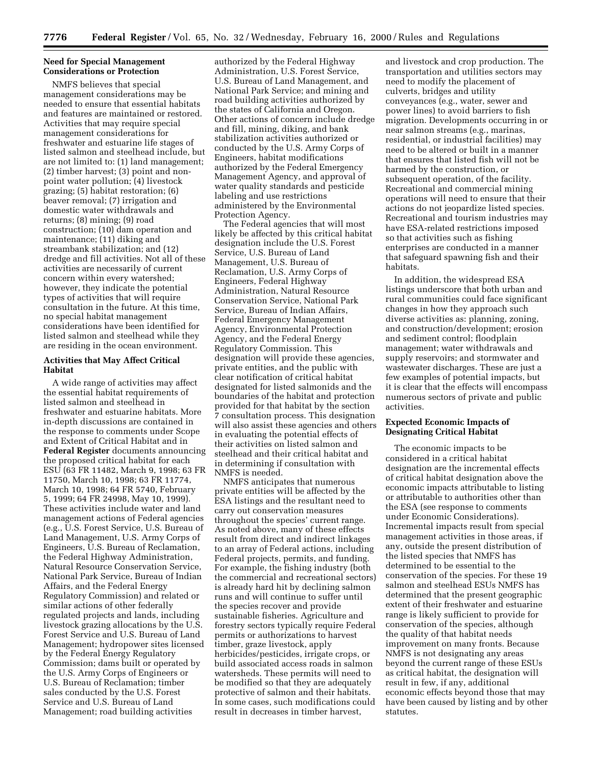### Need for Special Management Considerations or Protection

NMFS believes that special management considerations may be needed to ensure that essential habitats and features are maintained or restored. Activities that may require special management considerations for freshwater and estuarine life stages of listed salmon and steelhead include, but are not limited to: (1) land management; (2) timber harvest; (3) point and non-point water pollution; (4) livestock grazing; (5) habitat restoration; (6) beaver removal; (7) irrigation and domestic water withdrawals and returns; (8) mining; (9) road construction; (10) dam operation and maintenance; (11) diking and streambank stabilization; and (12) dredge and fill activities. Not all of these activities are necessarily of current concern within every watershed; however, they indicate the potential types of activities that will require consultation in the future. At this time, no special habitat management considerations have been identified for listed salmon and steelhead while they are residing in the ocean environment.

### Activities that May Affect Critical Habitat

A wide range of activities may affect the essential habitat requirements of listed salmon and steelhead in freshwater and estuarine habitats. More in-depth discussions are contained in the response to comments under Scope and Extent of Critical Habitat and in **Federal Register** documents announcing the proposed critical habitat for each ESU (63 FR 11482, March 9, 1998; 63 FR 11750, March 10, 1998; 63 FR 11774, March 10, 1998; 64 FR 5740, February 5, 1999; 64 FR 24998, May 10, 1999). These activities include water and land management actions of Federal agencies (e.g., U.S. Forest Service, U.S. Bureau of Land Management, U.S. Army Corps of Engineers, U.S. Bureau of Reclamation, the Federal Highway Administration, Natural Resource Conservation Service, National Park Service, Bureau of Indian Affairs, and the Federal Energy Regulatory Commission) and related or similar actions of other federally regulated projects and lands, including livestock grazing allocations by the U.S. Forest Service and U.S. Bureau of Land Management; hydropower sites licensed by the Federal Energy Regulatory Commission; dams built or operated by the U.S. Army Corps of Engineers or U.S. Bureau of Reclamation; timber sales conducted by the U.S. Forest Service and U.S. Bureau of Land Management; road building activities authorized by the Federal Highway Administration, U.S. Forest Service, U.S. Bureau of Land Management, and National Park Service; and mining and road building activities authorized by the states of California and Oregon. Other actions of concern include dredge and fill, mining, diking, and bank stabilization activities authorized or conducted by the U.S. Army Corps of Engineers, habitat modifications authorized by the Federal Emergency Management Agency, and approval of water quality standards and pesticide labeling and use restrictions administered by the Environmental Protection Agency.

The Federal agencies that will most likely be affected by this critical habitat designation include the U.S. Forest Service, U.S. Bureau of Land Management, U.S. Bureau of Reclamation, U.S. Army Corps of Engineers, Federal Highway Administration, Natural Resource Conservation Service, National Park Service, Bureau of Indian Affairs, Federal Emergency Management Agency, Environmental Protection Agency, and the Federal Energy Regulatory Commission. This designation will provide these agencies, private entities, and the public with clear notification of critical habitat designated for listed salmonids and the boundaries of the habitat and protection provided for that habitat by the section 7 consultation process. This designation will also assist these agencies and others in evaluating the potential effects of their activities on listed salmon and steelhead and their critical habitat and in determining if consultation with NMFS is needed.

NMFS anticipates that numerous private entities will be affected by the ESA listings and the resultant need to carry out conservation measures throughout the species' current range. As noted above, many of these effects result from direct and indirect linkages to an array of Federal actions, including Federal projects, permits, and funding. For example, the fishing industry (both the commercial and recreational sectors) is already hard hit by declining salmon runs and will continue to suffer until the species recover and provide sustainable fisheries. Agriculture and forestry sectors typically require Federal permits or authorizations to harvest timber, graze livestock, apply herbicides/pesticides, irrigate crops, or build associated access roads in salmon watersheds. These permits will need to be modified so that they are adequately protective of salmon and their habitats. In some cases, such modifications could result in decreases in timber harvest, and livestock and crop production. The transportation and utilities sectors may need to modify the placement of culverts, bridges and utility conveyances (e.g., water, sewer and power lines) to avoid barriers to fish migration. Developments occurring in or near salmon streams (e.g., marinas, residential, or industrial facilities) may need to be altered or built in a manner that ensures that listed fish will not be harmed by the construction, or subsequent operation, of the facility. Recreational and commercial mining operations will need to ensure that their actions do not jeopardize listed species. Recreational and tourism industries may have ESA-related restrictions imposed so that activities such as fishing enterprises are conducted in a manner that safeguard spawning fish and their habitats.

In addition, the widespread ESA listings underscore that both urban and rural communities could face significant changes in how they approach such diverse activities as: planning, zoning, and construction/development; erosion and sediment control; floodplain management; water withdrawals and supply reservoirs; and stormwater and wastewater discharges. These are just a few examples of potential impacts, but it is clear that the effects will encompass numerous sectors of private and public activities.

### Expected Economic Impacts of Designating Critical Habitat

The economic impacts to be considered in a critical habitat designation are the incremental effects of critical habitat designation above the economic impacts attributable to listing or attributable to authorities other than the ESA (see response to comments under Economic Considerations). Incremental impacts result from special management activities in those areas, if any, outside the present distribution of the listed species that NMFS has determined to be essential to the conservation of the species. For these 19 salmon and steelhead ESUs NMFS has determined that the present geographic extent of their freshwater and estuarine range is likely sufficient to provide for conservation of the species, although the quality of that habitat needs improvement on many fronts. Because NMFS is not designating any areas beyond the current range of these ESUs as critical habitat, the designation will result in few, if any, additional economic effects beyond those that may have been caused by listing and by other statutes.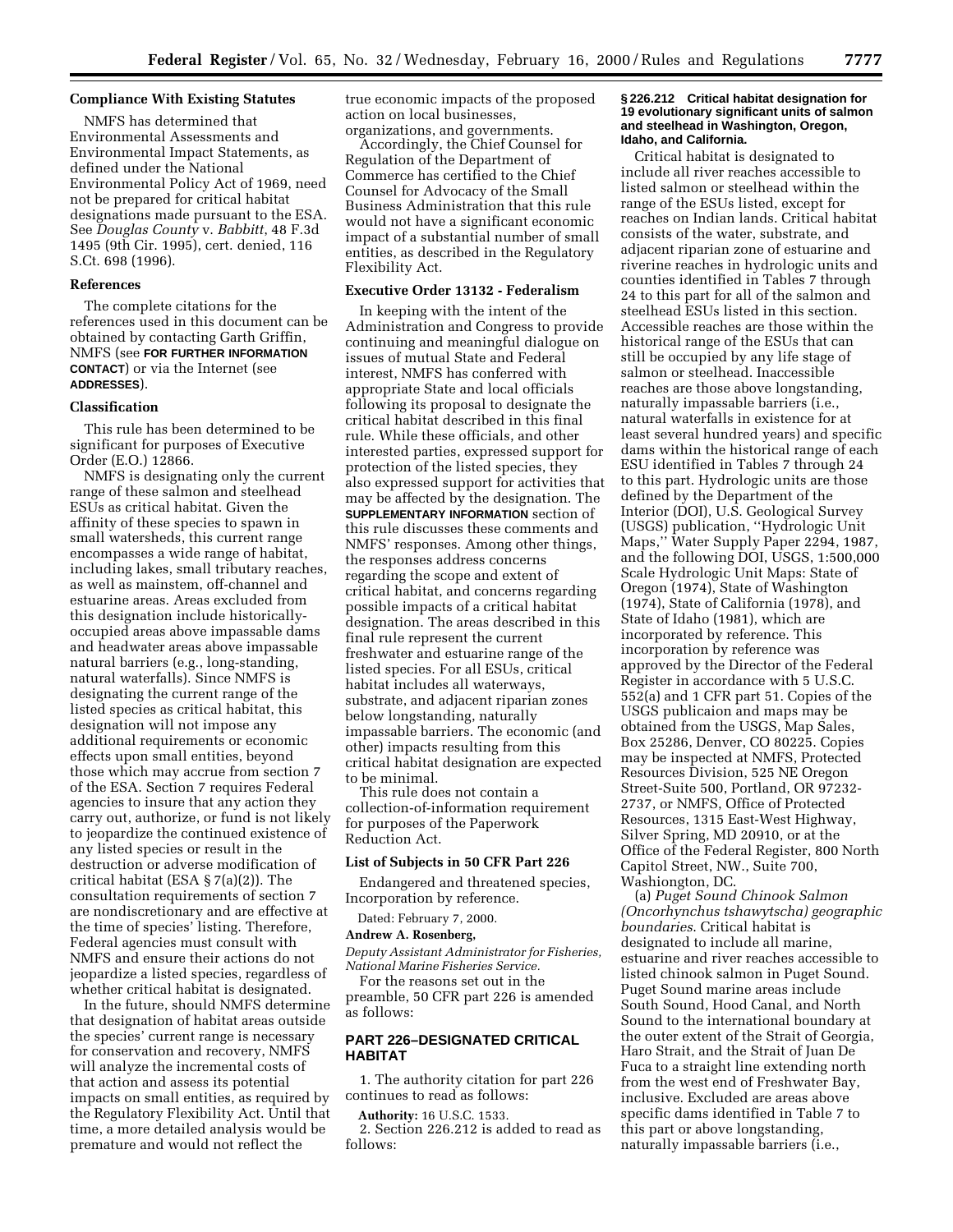**Compliance With Existing Statutes**

NMFS has determined that Environmental Assessments and Environmental Impact Statements, as defined under the National Environmental Policy Act of 1969, need not be prepared for critical habitat designations made pursuant to the ESA. See *Douglas County* v. *Babbitt*, 48 F.3d 1495 (9th Cir. 1995), cert. denied, 116 S.Ct. 698 (1996).

**References**

The complete citations for the references used in this document can be obtained by contacting Garth Griffin, NMFS (see **FOR FURTHER INFORMATION CONTACT**) or via the Internet (see **ADDRESSES**).

**Classification**

This rule has been determined to be significant for purposes of Executive Order (E.O.) 12866.

NMFS is designating only the current range of these salmon and steelhead ESUs as critical habitat. Given the affinity of these species to spawn in small watersheds, this current range encompasses a wide range of habitat, including lakes, small tributary reaches, as well as mainstem, off-channel and estuarine areas. Areas excluded from this designation include historically-occupied areas above impassable dams and headwater areas above impassable natural barriers (e.g., long-standing, natural waterfalls). Since NMFS is designating the current range of the listed species as critical habitat, this designation will not impose any additional requirements or economic effects upon small entities, beyond those which may accrue from section 7 of the ESA. Section 7 requires Federal agencies to insure that any action they carry out, authorize, or fund is not likely to jeopardize the continued existence of any listed species or result in the destruction or adverse modification of critical habitat (ESA § 7(a)(2)). The consultation requirements of section 7 are nondiscretionary and are effective at the time of species' listing. Therefore, Federal agencies must consult with NMFS and ensure their actions do not jeopardize a listed species, regardless of whether critical habitat is designated.

In the future, should NMFS determine that designation of habitat areas outside the species' current range is necessary for conservation and recovery, NMFS will analyze the incremental costs of that action and assess its potential impacts on small entities, as required by the Regulatory Flexibility Act. Until that time, a more detailed analysis would be premature and would not reflect the true economic impacts of the proposed action on local businesses, organizations, and governments.

Accordingly, the Chief Counsel for Regulation of the Department of Commerce has certified to the Chief Counsel for Advocacy of the Small Business Administration that this rule would not have a significant economic impact of a substantial number of small entities, as described in the Regulatory Flexibility Act.

**Executive Order 13132 - Federalism**

In keeping with the intent of the Administration and Congress to provide continuing and meaningful dialogue on issues of mutual State and Federal interest, NMFS has conferred with appropriate State and local officials following its proposal to designate the critical habitat described in this final rule. While these officials, and other interested parties, expressed support for protection of the listed species, they also expressed support for activities that may be affected by the designation. The **SUPPLEMENTARY INFORMATION** section of this rule discusses these comments and NMFS' responses. Among other things, the responses address concerns regarding the scope and extent of critical habitat, and concerns regarding possible impacts of a critical habitat designation. The areas described in this final rule represent the current freshwater and estuarine range of the listed species. For all ESUs, critical habitat includes all waterways, substrate, and adjacent riparian zones below longstanding, naturally impassable barriers. The economic (and other) impacts resulting from this critical habitat designation are expected to be minimal.

This rule does not contain a collection-of-information requirement for purposes of the Paperwork Reduction Act.

**List of Subjects in 50 CFR Part 226**

Endangered and threatened species, Incorporation by reference.

Dated: February 7, 2000.

**Andrew A. Rosenberg,**

*Deputy Assistant Administrator for Fisheries, National Marine Fisheries Service.*

For the reasons set out in the preamble, 50 CFR part 226 is amended as follows:

## PART 226–DESIGNATED CRITICAL HABITAT

1. The authority citation for part 226 continues to read as follows:

**Authority:** 16 U.S.C. 1533.

2. Section 226.212 is added to read as follows:

**§ 226.212 Critical habitat designation for 19 evolutionary significant units of salmon and steelhead in Washington, Oregon, Idaho, and California.**

Critical habitat is designated to include all river reaches accessible to listed salmon or steelhead within the range of the ESUs listed, except for reaches on Indian lands. Critical habitat consists of the water, substrate, and adjacent riparian zone of estuarine and riverine reaches in hydrologic units and counties identified in Tables 7 through 24 to this part for all of the salmon and steelhead ESUs listed in this section. Accessible reaches are those within the historical range of the ESUs that can still be occupied by any life stage of salmon or steelhead. Inaccessible reaches are those above longstanding, naturally impassable barriers (i.e., natural waterfalls in existence for at least several hundred years) and specific dams within the historical range of each ESU identified in Tables 7 through 24 to this part. Hydrologic units are those defined by the Department of the Interior (DOI), U.S. Geological Survey (USGS) publication, ''Hydrologic Unit Maps,'' Water Supply Paper 2294, 1987, and the following DOI, USGS, 1:500,000 Scale Hydrologic Unit Maps: State of Oregon (1974), State of Washington (1974), State of California (1978), and State of Idaho (1981), which are incorporated by reference. This incorporation by reference was approved by the Director of the Federal Register in accordance with 5 U.S.C. 552(a) and 1 CFR part 51. Copies of the USGS publicaion and maps may be obtained from the USGS, Map Sales, Box 25286, Denver, CO 80225. Copies may be inspected at NMFS, Protected Resources Division, 525 NE Oregon Street-Suite 500, Portland, OR 97232-2737, or NMFS, Office of Protected Resources, 1315 East-West Highway, Silver Spring, MD 20910, or at the Office of the Federal Register, 800 North Capitol Street, NW., Suite 700, Washiongton, DC.

(a) *Puget Sound Chinook Salmon (Oncorhynchus tshawytscha) geographic boundaries*. Critical habitat is designated to include all marine, estuarine and river reaches accessible to listed chinook salmon in Puget Sound. Puget Sound marine areas include South Sound, Hood Canal, and North Sound to the international boundary at the outer extent of the Strait of Georgia, Haro Strait, and the Strait of Juan De Fuca to a straight line extending north from the west end of Freshwater Bay, inclusive. Excluded are areas above specific dams identified in Table 7 to this part or above longstanding, naturally impassable barriers (i.e.,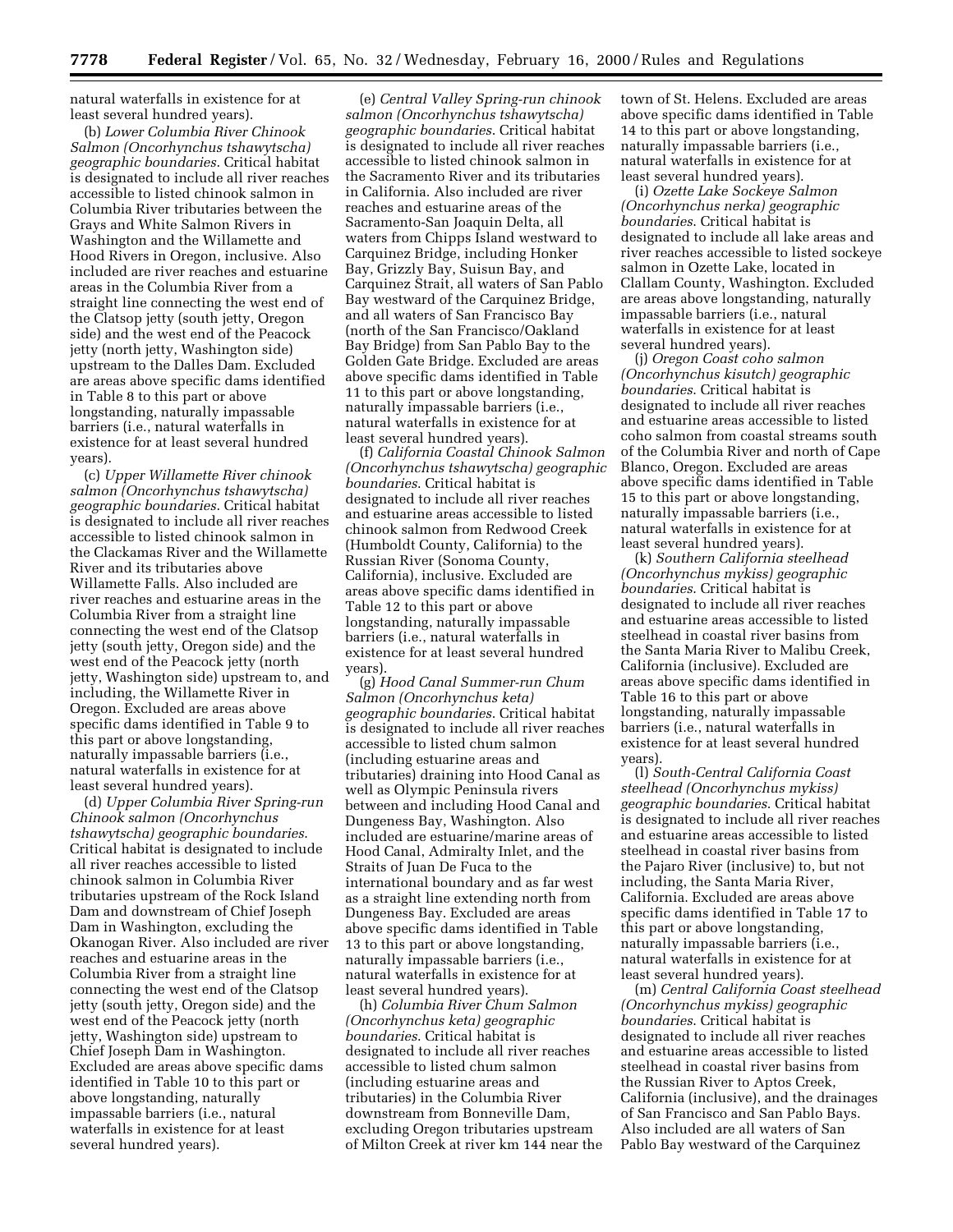natural waterfalls in existence for at least several hundred years).

(b) *Lower Columbia River Chinook Salmon (Oncorhynchus tshawytscha) geographic boundaries.* Critical habitat is designated to include all river reaches accessible to listed chinook salmon in Columbia River tributaries between the Grays and White Salmon Rivers in Washington and the Willamette and Hood Rivers in Oregon, inclusive. Also included are river reaches and estuarine areas in the Columbia River from a straight line connecting the west end of the Clatsop jetty (south jetty, Oregon side) and the west end of the Peacock jetty (north jetty, Washington side) upstream to the Dalles Dam. Excluded are areas above specific dams identified in Table 8 to this part or above longstanding, naturally impassable barriers (i.e., natural waterfalls in existence for at least several hundred years).

(c) *Upper Willamette River chinook salmon (Oncorhynchus tshawytscha) geographic boundaries.* Critical habitat is designated to include all river reaches accessible to listed chinook salmon in the Clackamas River and the Willamette River and its tributaries above Willamette Falls. Also included are river reaches and estuarine areas in the Columbia River from a straight line connecting the west end of the Clatsop jetty (south jetty, Oregon side) and the west end of the Peacock jetty (north jetty, Washington side) upstream to, and including, the Willamette River in Oregon. Excluded are areas above specific dams identified in Table 9 to this part or above longstanding, naturally impassable barriers (i.e., natural waterfalls in existence for at least several hundred years).

(d) *Upper Columbia River Spring-run Chinook salmon (Oncorhynchus tshawytscha) geographic boundaries.* Critical habitat is designated to include all river reaches accessible to listed chinook salmon in Columbia River tributaries upstream of the Rock Island Dam and downstream of Chief Joseph Dam in Washington, excluding the Okanogan River. Also included are river reaches and estuarine areas in the Columbia River from a straight line connecting the west end of the Clatsop jetty (south jetty, Oregon side) and the west end of the Peacock jetty (north jetty, Washington side) upstream to Chief Joseph Dam in Washington. Excluded are areas above specific dams identified in Table 10 to this part or above longstanding, naturally impassable barriers (i.e., natural waterfalls in existence for at least several hundred years).

(e) *Central Valley Spring-run chinook salmon (Oncorhynchus tshawytscha) geographic boundaries.* Critical habitat is designated to include all river reaches accessible to listed chinook salmon in the Sacramento River and its tributaries in California. Also included are river reaches and estuarine areas of the Sacramento-San Joaquin Delta, all waters from Chipps Island westward to Carquinez Bridge, including Honker Bay, Grizzly Bay, Suisun Bay, and Carquinez Strait, all waters of San Pablo Bay westward of the Carquinez Bridge, and all waters of San Francisco Bay (north of the San Francisco/Oakland Bay Bridge) from San Pablo Bay to the Golden Gate Bridge. Excluded are areas above specific dams identified in Table 11 to this part or above longstanding, naturally impassable barriers (i.e., natural waterfalls in existence for at least several hundred years).

(f) *California Coastal Chinook Salmon (Oncorhynchus tshawytscha) geographic boundaries.* Critical habitat is designated to include all river reaches and estuarine areas accessible to listed chinook salmon from Redwood Creek (Humboldt County, California) to the Russian River (Sonoma County, California), inclusive. Excluded are areas above specific dams identified in Table 12 to this part or above longstanding, naturally impassable barriers (i.e., natural waterfalls in existence for at least several hundred years).

(g) *Hood Canal Summer-run Chum Salmon (Oncorhynchus keta) geographic boundaries.* Critical habitat is designated to include all river reaches accessible to listed chum salmon (including estuarine areas and tributaries) draining into Hood Canal as well as Olympic Peninsula rivers between and including Hood Canal and Dungeness Bay, Washington. Also included are estuarine/marine areas of Hood Canal, Admiralty Inlet, and the Straits of Juan De Fuca to the international boundary and as far west as a straight line extending north from Dungeness Bay. Excluded are areas above specific dams identified in Table 13 to this part or above longstanding, naturally impassable barriers (i.e., natural waterfalls in existence for at least several hundred years).

(h) *Columbia River Chum Salmon (Oncorhynchus keta) geographic boundaries.* Critical habitat is designated to include all river reaches accessible to listed chum salmon (including estuarine areas and tributaries) in the Columbia River downstream from Bonneville Dam, excluding Oregon tributaries upstream of Milton Creek at river km 144 near the town of St. Helens. Excluded are areas above specific dams identified in Table 14 to this part or above longstanding, naturally impassable barriers (i.e., natural waterfalls in existence for at least several hundred years).

(i) *Ozette Lake Sockeye Salmon (Oncorhynchus nerka) geographic boundaries.* Critical habitat is designated to include all lake areas and river reaches accessible to listed sockeye salmon in Ozette Lake, located in Clallam County, Washington. Excluded are areas above longstanding, naturally impassable barriers (i.e., natural waterfalls in existence for at least several hundred years).

(j) *Oregon Coast coho salmon (Oncorhynchus kisutch) geographic boundaries.* Critical habitat is designated to include all river reaches and estuarine areas accessible to listed coho salmon from coastal streams south of the Columbia River and north of Cape Blanco, Oregon. Excluded are areas above specific dams identified in Table 15 to this part or above longstanding, naturally impassable barriers (i.e., natural waterfalls in existence for at least several hundred years).

(k) *Southern California steelhead (Oncorhynchus mykiss) geographic boundaries.* Critical habitat is designated to include all river reaches and estuarine areas accessible to listed steelhead in coastal river basins from the Santa Maria River to Malibu Creek, California (inclusive). Excluded are areas above specific dams identified in Table 16 to this part or above longstanding, naturally impassable barriers (i.e., natural waterfalls in existence for at least several hundred years).

(l) *South-Central California Coast steelhead (Oncorhynchus mykiss) geographic boundaries.* Critical habitat is designated to include all river reaches and estuarine areas accessible to listed steelhead in coastal river basins from the Pajaro River (inclusive) to, but not including, the Santa Maria River, California. Excluded are areas above specific dams identified in Table 17 to this part or above longstanding, naturally impassable barriers (i.e., natural waterfalls in existence for at least several hundred years).

(m) *Central California Coast steelhead (Oncorhynchus mykiss) geographic boundaries.* Critical habitat is designated to include all river reaches and estuarine areas accessible to listed steelhead in coastal river basins from the Russian River to Aptos Creek, California (inclusive), and the drainages of San Francisco and San Pablo Bays. Also included are all waters of San Pablo Bay westward of the Carquinez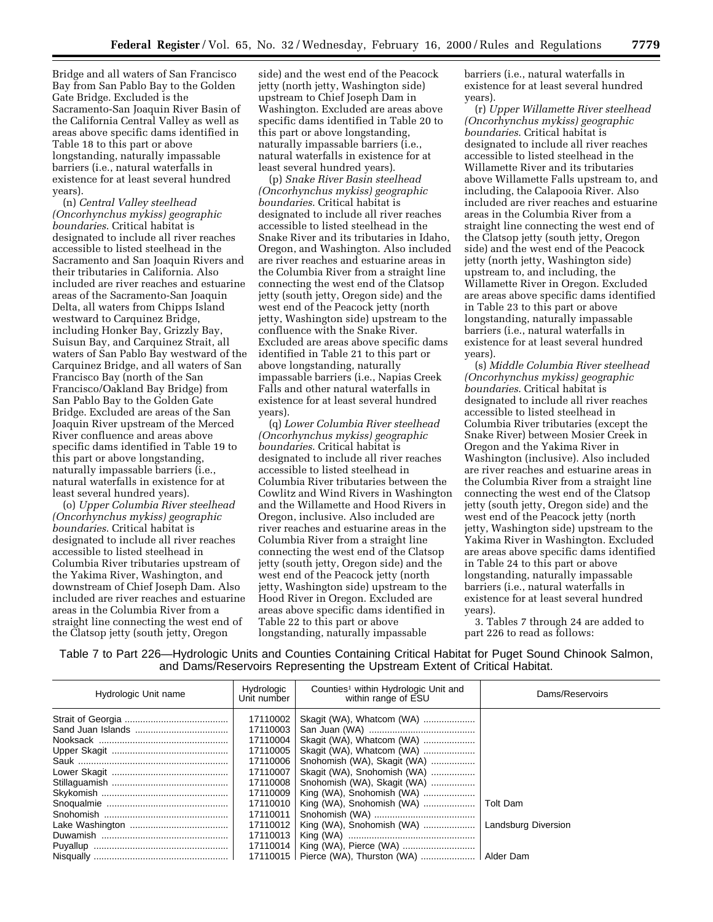Bridge and all waters of San Francisco Bay from San Pablo Bay to the Golden Gate Bridge. Excluded is the Sacramento-San Joaquin River Basin of the California Central Valley as well as areas above specific dams identified in Table 18 to this part or above longstanding, naturally impassable barriers (i.e., natural waterfalls in existence for at least several hundred years).

(n) *Central Valley steelhead (Oncorhynchus mykiss) geographic boundaries*. Critical habitat is designated to include all river reaches accessible to listed steelhead in the Sacramento and San Joaquin Rivers and their tributaries in California. Also included are river reaches and estuarine areas of the Sacramento-San Joaquin Delta, all waters from Chipps Island westward to Carquinez Bridge, including Honker Bay, Grizzly Bay, Suisun Bay, and Carquinez Strait, all waters of San Pablo Bay westward of the Carquinez Bridge, and all waters of San Francisco Bay (north of the San Francisco/Oakland Bay Bridge) from San Pablo Bay to the Golden Gate Bridge. Excluded are areas of the San Joaquin River upstream of the Merced River confluence and areas above specific dams identified in Table 19 to this part or above longstanding, naturally impassable barriers (i.e., natural waterfalls in existence for at least several hundred years).

(o) *Upper Columbia River steelhead (Oncorhynchus mykiss) geographic boundaries*. Critical habitat is designated to include all river reaches accessible to listed steelhead in Columbia River tributaries upstream of the Yakima River, Washington, and downstream of Chief Joseph Dam. Also included are river reaches and estuarine areas in the Columbia River from a straight line connecting the west end of the Clatsop jetty (south jetty, Oregon side) and the west end of the Peacock jetty (north jetty, Washington side) upstream to Chief Joseph Dam in Washington. Excluded are areas above specific dams identified in Table 20 to this part or above longstanding, naturally impassable barriers (i.e., natural waterfalls in existence for at least several hundred years).

(p) *Snake River Basin steelhead (Oncorhynchus mykiss) geographic boundaries*. Critical habitat is designated to include all river reaches accessible to listed steelhead in the Snake River and its tributaries in Idaho, Oregon, and Washington. Also included are river reaches and estuarine areas in the Columbia River from a straight line connecting the west end of the Clatsop jetty (south jetty, Oregon side) and the west end of the Peacock jetty (north jetty, Washington side) upstream to the confluence with the Snake River. Excluded are areas above specific dams identified in Table 21 to this part or above longstanding, naturally impassable barriers (i.e., Napias Creek Falls and other natural waterfalls in existence for at least several hundred years).

(q) *Lower Columbia River steelhead (Oncorhynchus mykiss) geographic boundaries*. Critical habitat is designated to include all river reaches accessible to listed steelhead in Columbia River tributaries between the Cowlitz and Wind Rivers in Washington and the Willamette and Hood Rivers in Oregon, inclusive. Also included are river reaches and estuarine areas in the Columbia River from a straight line connecting the west end of the Clatsop jetty (south jetty, Oregon side) and the west end of the Peacock jetty (north jetty, Washington side) upstream to the Hood River in Oregon. Excluded are areas above specific dams identified in Table 22 to this part or above longstanding, naturally impassable barriers (i.e., natural waterfalls in existence for at least several hundred years).

(r) *Upper Willamette River steelhead (Oncorhynchus mykiss) geographic boundaries*. Critical habitat is designated to include all river reaches accessible to listed steelhead in the Willamette River and its tributaries above Willamette Falls upstream to, and including, the Calapooia River. Also included are river reaches and estuarine areas in the Columbia River from a straight line connecting the west end of the Clatsop jetty (south jetty, Oregon side) and the west end of the Peacock jetty (north jetty, Washington side) upstream to, and including, the Willamette River in Oregon. Excluded are areas above specific dams identified in Table 23 to this part or above longstanding, naturally impassable barriers (i.e., natural waterfalls in existence for at least several hundred years).

(s) *Middle Columbia River steelhead (Oncorhynchus mykiss) geographic boundaries*. Critical habitat is designated to include all river reaches accessible to listed steelhead in Columbia River tributaries (except the Snake River) between Mosier Creek in Oregon and the Yakima River in Washington (inclusive). Also included are river reaches and estuarine areas in the Columbia River from a straight line connecting the west end of the Clatsop jetty (south jetty, Oregon side) and the west end of the Peacock jetty (north jetty, Washington side) upstream to the Yakima River in Washington. Excluded are areas above specific dams identified in Table 24 to this part or above longstanding, naturally impassable barriers (i.e., natural waterfalls in existence for at least several hundred years).

3. Tables 7 through 24 are added to part 226 to read as follows:

Table 7 to Part 226—Hydrologic Units and Counties Containing Critical Habitat for Puget Sound Chinook Salmon, and Dams/Reservoirs Representing the Upstream Extent of Critical Habitat.

| Hydrologic Unit name | Hydrologic Unit number | Counties[1] within Hydrologic Unit and within range of ESU | Dams/Reservoirs |
|---|---|---|---|
| Strait of Georgia | 17110002 | Skagit (WA), Whatcom (WA) | |
| Sand Juan Islands | 17110003 | San Juan (WA) | |
| Nooksack | 17110004 | Skagit (WA), Whatcom (WA) | |
| Upper Skagit | 17110005 | Skagit (WA), Whatcom (WA) | |
| Sauk | 17110006 | Snohomish (WA), Skagit (WA) | |
| Lower Skagit | 17110007 | Skagit (WA), Snohomish (WA) | |
| Stillaguamish | 17110008 | Snohomish (WA), Skagit (WA) | |
| Skykomish | 17110009 | King (WA), Snohomish (WA) | |
| Snoqualmie | 17110010 | King (WA), Snohomish (WA) | Tolt Dam |
| Snohomish | 17110011 | Snohomish (WA) | |
| Lake Washington | 17110012 | King (WA), Snohomish (WA) | Landsburg Diversion |
| Duwamish | 17110013 | King (WA) | |
| Puyallup | 17110014 | King (WA), Pierce (WA) | |
| Nisqually | 17110015 | Pierce (WA), Thurston (WA) | Alder Dam |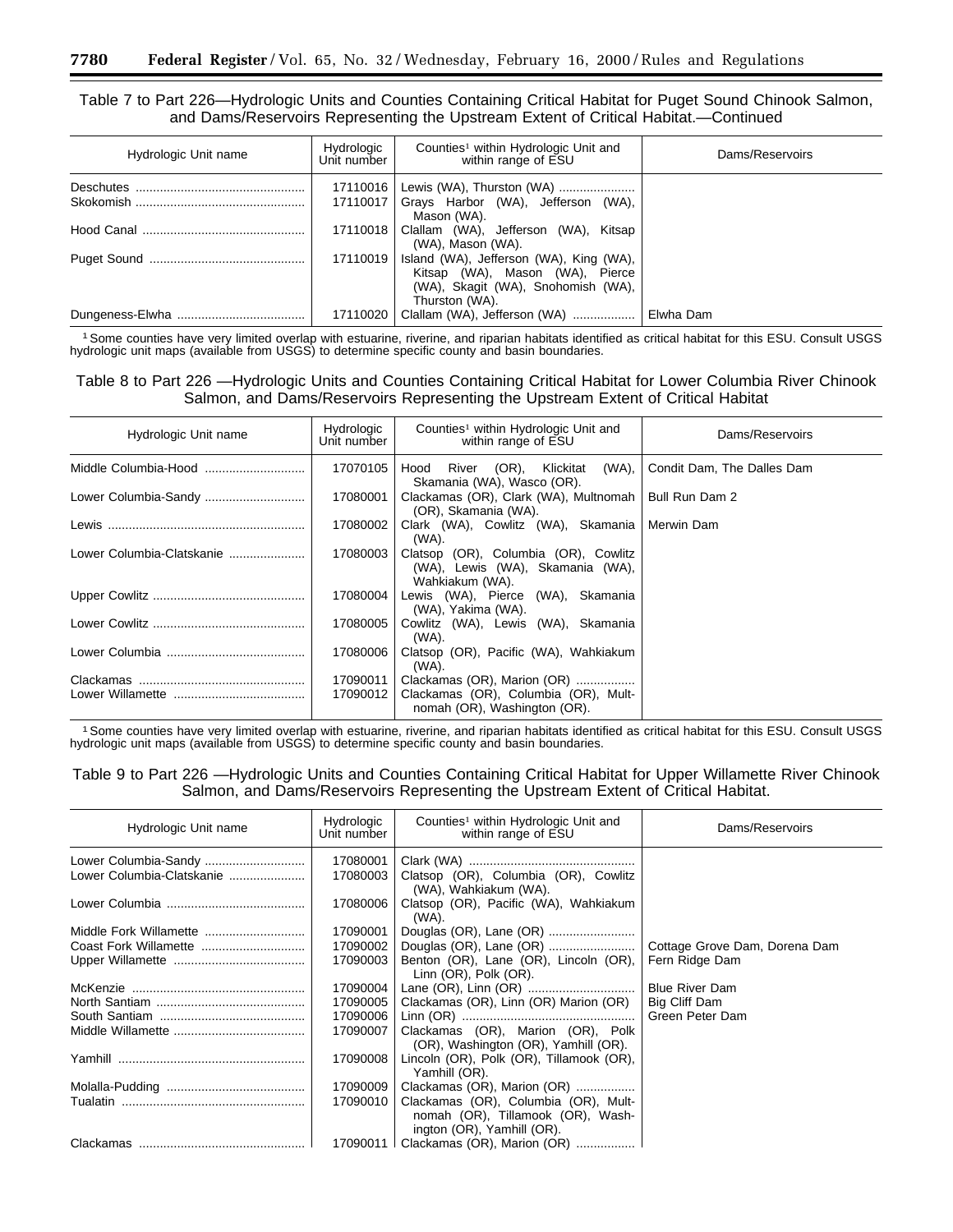Table 7 to Part 226—Hydrologic Units and Counties Containing Critical Habitat for Puget Sound Chinook Salmon, and Dams/Reservoirs Representing the Upstream Extent of Critical Habitat.—Continued

| Hydrologic Unit name | Hydrologic Unit number | Counties[1] within Hydrologic Unit and within range of ESU | Dams/Reservoirs |
|---|---|---|---|
| Deschutes | 17110016 | Lewis (WA), Thurston (WA) | |
| Skokomish | 17110017 | Grays Harbor (WA), Jefferson (WA), Mason (WA). | |
| Hood Canal | 17110018 | Clallam (WA), Jefferson (WA), Kitsap (WA), Mason (WA). | |
| Puget Sound | 17110019 | Island (WA), Jefferson (WA), King (WA), Kitsap (WA), Mason (WA), Pierce (WA), Skagit (WA), Snohomish (WA), Thurston (WA). | |
| Dungeness-Elwha | 17110020 | Clallam (WA), Jefferson (WA) | Elwha Dam |

[1] Some counties have very limited overlap with estuarine, riverine, and riparian habitats identified as critical habitat for this ESU. Consult USGS hydrologic unit maps (available from USGS) to determine specific county and basin boundaries.

Table 8 to Part 226 —Hydrologic Units and Counties Containing Critical Habitat for Lower Columbia River Chinook Salmon, and Dams/Reservoirs Representing the Upstream Extent of Critical Habitat

| Hydrologic Unit name | Hydrologic Unit number | Counties[1] within Hydrologic Unit and within range of ESU | Dams/Reservoirs |
|---|---|---|---|
| Middle Columbia-Hood | 17070105 | Hood River (OR), Klickitat (WA), Skamania (WA), Wasco (OR). | Condit Dam, The Dalles Dam |
| Lower Columbia-Sandy | 17080001 | Clackamas (OR), Clark (WA), Multnomah (OR), Skamania (WA). | Bull Run Dam 2 |
| Lewis | 17080002 | Clark (WA), Cowlitz (WA), Skamania (WA). | Merwin Dam |
| Lower Columbia-Clatskanie | 17080003 | Clatsop (OR), Columbia (OR), Cowlitz (WA), Lewis (WA), Skamania (WA), Wahkiakum (WA). | |
| Upper Cowlitz | 17080004 | Lewis (WA), Pierce (WA), Skamania (WA), Yakima (WA). | |
| Lower Cowlitz | 17080005 | Cowlitz (WA), Lewis (WA), Skamania (WA). | |
| Lower Columbia | 17080006 | Clatsop (OR), Pacific (WA), Wahkiakum (WA). | |
| Clackamas | 17090011 | Clackamas (OR), Marion (OR) | |
| Lower Willamette | 17090012 | Clackamas (OR), Columbia (OR), Multnomah (OR), Washington (OR). | |

[1] Some counties have very limited overlap with estuarine, riverine, and riparian habitats identified as critical habitat for this ESU. Consult USGS hydrologic unit maps (available from USGS) to determine specific county and basin boundaries.

Table 9 to Part 226 —Hydrologic Units and Counties Containing Critical Habitat for Upper Willamette River Chinook Salmon, and Dams/Reservoirs Representing the Upstream Extent of Critical Habitat.

| Hydrologic Unit name | Hydrologic Unit number | Counties[1] within Hydrologic Unit and within range of ESU | Dams/Reservoirs |
|---|---|---|---|
| Lower Columbia-Sandy | 17080001 | Clark (WA) | |
| Lower Columbia-Clatskanie | 17080003 | Clatsop (OR), Columbia (OR), Cowlitz (WA), Wahkiakum (WA). | |
| Lower Columbia | 17080006 | Clatsop (OR), Pacific (WA), Wahkiakum (WA). | |
| Middle Fork Willamette | 17090001 | Douglas (OR), Lane (OR) | |
| Coast Fork Willamette | 17090002 | Douglas (OR), Lane (OR) | Cottage Grove Dam, Dorena Dam |
| Upper Willamette | 17090003 | Benton (OR), Lane (OR), Lincoln (OR), Linn (OR), Polk (OR). | Fern Ridge Dam |
| McKenzie | 17090004 | Lane (OR), Linn (OR) | Blue River Dam |
| North Santiam | 17090005 | Clackamas (OR), Linn (OR) Marion (OR) | Big Cliff Dam |
| South Santiam | 17090006 | Linn (OR) | Green Peter Dam |
| Middle Willamette | 17090007 | Clackamas (OR), Marion (OR), Polk (OR), Washington (OR), Yamhill (OR). | |
| Yamhill | 17090008 | Lincoln (OR), Polk (OR), Tillamook (OR), Yamhill (OR). | |
| Molalla-Pudding | 17090009 | Clackamas (OR), Marion (OR) | |
| Tualatin | 17090010 | Clackamas (OR), Columbia (OR), Multnomah (OR), Tillamook (OR), Washington (OR), Yamhill (OR). | |
| Clackamas | 17090011 | Clackamas (OR), Marion (OR) | |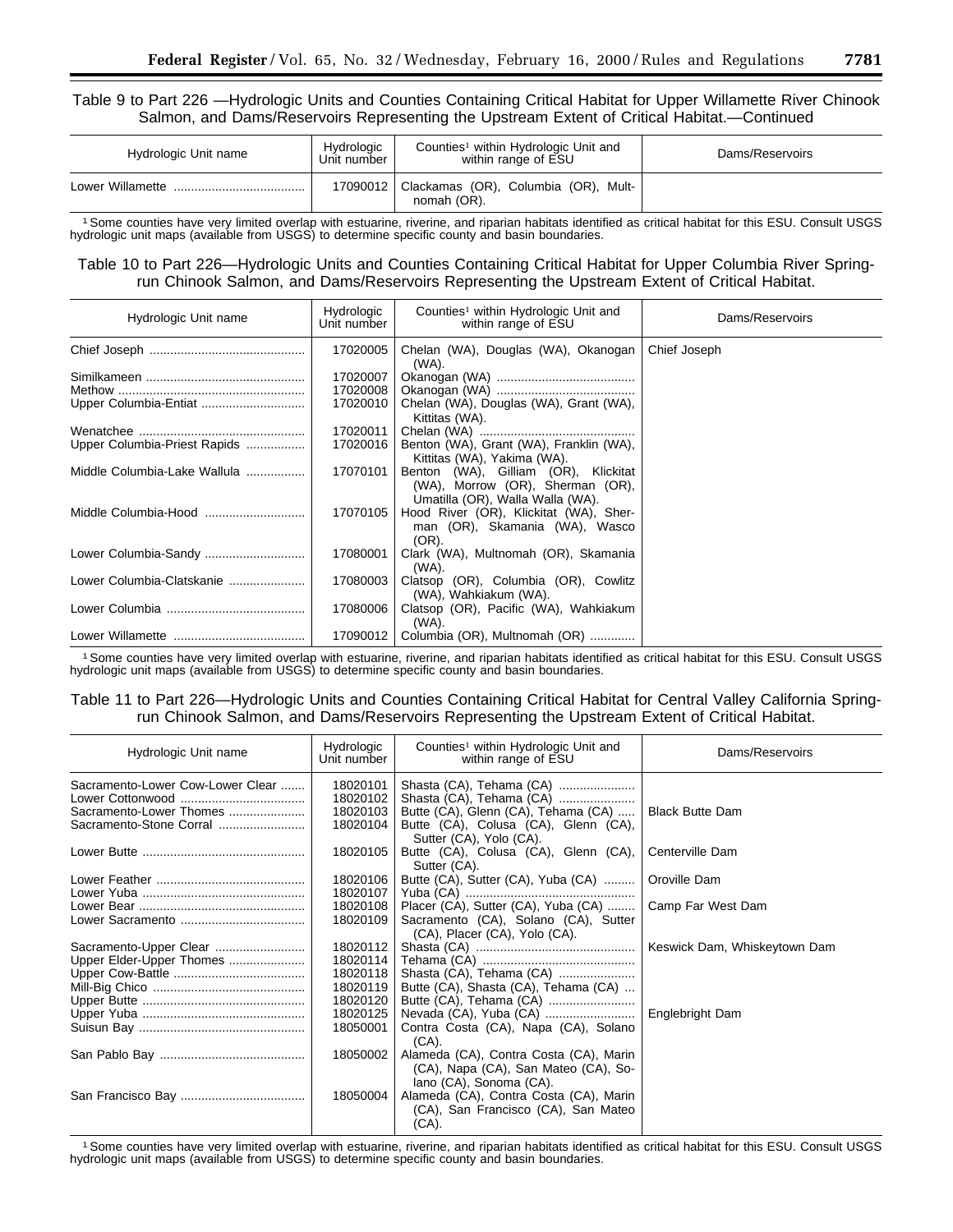Table 9 to Part 226 —Hydrologic Units and Counties Containing Critical Habitat for Upper Willamette River Chinook Salmon, and Dams/Reservoirs Representing the Upstream Extent of Critical Habitat.—Continued

| Hydrologic Unit name | Hydrologic Unit number | Counties[1] within Hydrologic Unit and within range of ESU | Dams/Reservoirs |
|---|---|---|---|
| Lower Willamette | 17090012 | Clackamas (OR), Columbia (OR), Multnomah (OR). | |

[1] Some counties have very limited overlap with estuarine, riverine, and riparian habitats identified as critical habitat for this ESU. Consult USGS hydrologic unit maps (available from USGS) to determine specific county and basin boundaries.

Table 10 to Part 226—Hydrologic Units and Counties Containing Critical Habitat for Upper Columbia River Spring-run Chinook Salmon, and Dams/Reservoirs Representing the Upstream Extent of Critical Habitat.

| Hydrologic Unit name | Hydrologic Unit number | Counties[1] within Hydrologic Unit and within range of ESU | Dams/Reservoirs |
|---|---|---|---|
| Chief Joseph | 17020005 | Chelan (WA), Douglas (WA), Okanogan (WA). | Chief Joseph |
| Similkameen | 17020007 | Okanogan (WA) | |
| Methow | 17020008 | Okanogan (WA) | |
| Upper Columbia-Entiat | 17020010 | Chelan (WA), Douglas (WA), Grant (WA), Kittitas (WA). | |
| Wenatchee | 17020011 | Chelan (WA) | |
| Upper Columbia-Priest Rapids | 17020016 | Benton (WA), Grant (WA), Franklin (WA), Kittitas (WA), Yakima (WA). | |
| Middle Columbia-Lake Wallula | 17070101 | Benton (WA), Gilliam (OR), Klickitat (WA), Morrow (OR), Sherman (OR), Umatilla (OR), Walla Walla (WA). | |
| Middle Columbia-Hood | 17070105 | Hood River (OR), Klickitat (WA), Sherman (OR), Skamania (WA), Wasco (OR). | |
| Lower Columbia-Sandy | 17080001 | Clark (WA), Multnomah (OR), Skamania (WA). | |
| Lower Columbia-Clatskanie | 17080003 | Clatsop (OR), Columbia (OR), Cowlitz (WA), Wahkiakum (WA). | |
| Lower Columbia | 17080006 | Clatsop (OR), Pacific (WA), Wahkiakum (WA). | |
| Lower Willamette | 17090012 | Columbia (OR), Multnomah (OR) | |

[1] Some counties have very limited overlap with estuarine, riverine, and riparian habitats identified as critical habitat for this ESU. Consult USGS hydrologic unit maps (available from USGS) to determine specific county and basin boundaries.

Table 11 to Part 226—Hydrologic Units and Counties Containing Critical Habitat for Central Valley California Spring-run Chinook Salmon, and Dams/Reservoirs Representing the Upstream Extent of Critical Habitat.

| Hydrologic Unit name | Hydrologic Unit number | Counties[1] within Hydrologic Unit and within range of ESU | Dams/Reservoirs |
|---|---|---|---|
| Sacramento-Lower Cow-Lower Clear | 18020101 | Shasta (CA), Tehama (CA) | |
| Lower Cottonwood | 18020102 | Shasta (CA), Tehama (CA) | |
| Sacramento-Lower Thomes | 18020103 | Butte (CA), Glenn (CA), Tehama (CA) | Black Butte Dam |
| Sacramento-Stone Corral | 18020104 | Butte (CA), Colusa (CA), Glenn (CA), Sutter (CA), Yolo (CA). | |
| Lower Butte | 18020105 | Butte (CA), Colusa (CA), Glenn (CA), Sutter (CA). | Centerville Dam |
| Lower Feather | 18020106 | Butte (CA), Sutter (CA), Yuba (CA) | Oroville Dam |
| Lower Yuba | 18020107 | Yuba (CA) | |
| Lower Bear | 18020108 | Placer (CA), Sutter (CA), Yuba (CA) | Camp Far West Dam |
| Lower Sacramento | 18020109 | Sacramento (CA), Solano (CA), Sutter (CA), Placer (CA), Yolo (CA). | |
| Sacramento-Upper Clear | 18020112 | Shasta (CA) | Keswick Dam, Whiskeytown Dam |
| Upper Elder-Upper Thomes | 18020114 | Tehama (CA) | |
| Upper Cow-Battle | 18020118 | Shasta (CA), Tehama (CA) | |
| Mill-Big Chico | 18020119 | Butte (CA), Shasta (CA), Tehama (CA) | |
| Upper Butte | 18020120 | Butte (CA), Tehama (CA) | |
| Upper Yuba | 18020125 | Nevada (CA), Yuba (CA) | Englebright Dam |
| Suisun Bay | 18050001 | Contra Costa (CA), Napa (CA), Solano (CA). | |
| San Pablo Bay | 18050002 | Alameda (CA), Contra Costa (CA), Marin (CA), Napa (CA), San Mateo (CA), Solano (CA), Sonoma (CA). | |
| San Francisco Bay | 18050004 | Alameda (CA), Contra Costa (CA), Marin (CA), San Francisco (CA), San Mateo (CA). | |

[1] Some counties have very limited overlap with estuarine, riverine, and riparian habitats identified as critical habitat for this ESU. Consult USGS hydrologic unit maps (available from USGS) to determine specific county and basin boundaries.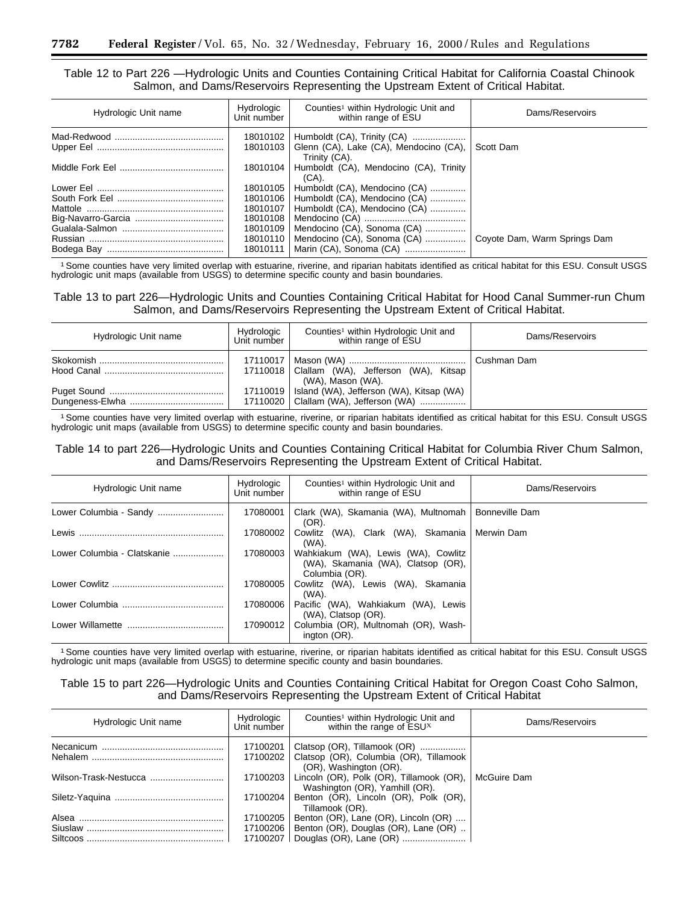Table 12 to Part 226 —Hydrologic Units and Counties Containing Critical Habitat for California Coastal Chinook Salmon, and Dams/Reservoirs Representing the Upstream Extent of Critical Habitat.

| Hydrologic Unit name | Hydrologic Unit number | Counties[1] within Hydrologic Unit and within range of ESU | Dams/Reservoirs |
|---|---|---|---|
| Mad-Redwood | 18010102 | Humboldt (CA), Trinity (CA) | |
| Upper Eel | 18010103 | Glenn (CA), Lake (CA), Mendocino (CA), Trinity (CA). | Scott Dam |
| Middle Fork Eel | 18010104 | Humboldt (CA), Mendocino (CA), Trinity (CA). | |
| Lower Eel | 18010105 | Humboldt (CA), Mendocino (CA) | |
| South Fork Eel | 18010106 | Humboldt (CA), Mendocino (CA) | |
| Mattole | 18010107 | Humboldt (CA), Mendocino (CA) | |
| Big-Navarro-Garcia | 18010108 | Mendocino (CA) | |
| Gualala-Salmon | 18010109 | Mendocino (CA), Sonoma (CA) | |
| Russian | 18010110 | Mendocino (CA), Sonoma (CA) | Coyote Dam, Warm Springs Dam |
| Bodega Bay | 18010111 | Marin (CA), Sonoma (CA) | |

[1] Some counties have very limited overlap with estuarine, riverine, and riparian habitats identified as critical habitat for this ESU. Consult USGS hydrologic unit maps (available from USGS) to determine specific county and basin boundaries.

Table 13 to part 226—Hydrologic Units and Counties Containing Critical Habitat for Hood Canal Summer-run Chum Salmon, and Dams/Reservoirs Representing the Upstream Extent of Critical Habitat.

| Hydrologic Unit name | Hydrologic Unit number | Counties[1] within Hydrologic Unit and within range of ESU | Dams/Reservoirs |
|---|---|---|---|
| Skokomish | 17110017 | Mason (WA) | Cushman Dam |
| Hood Canal | 17110018 | Clallam (WA), Jefferson (WA), Kitsap (WA), Mason (WA). | |
| Puget Sound | 17110019 | Island (WA), Jefferson (WA), Kitsap (WA) | |
| Dungeness-Elwha | 17110020 | Clallam (WA), Jefferson (WA) | |

[1] Some counties have very limited overlap with estuarine, riverine, or riparian habitats identified as critical habitat for this ESU. Consult USGS hydrologic unit maps (available from USGS) to determine specific county and basin boundaries.

Table 14 to part 226—Hydrologic Units and Counties Containing Critical Habitat for Columbia River Chum Salmon, and Dams/Reservoirs Representing the Upstream Extent of Critical Habitat.

| Hydrologic Unit name | Hydrologic Unit number | Counties[1] within Hydrologic Unit and within range of ESU | Dams/Reservoirs |
|---|---|---|---|
| Lower Columbia - Sandy | 17080001 | Clark (WA), Skamania (WA), Multnomah (OR). | Bonneville Dam |
| Lewis | 17080002 | Cowlitz (WA), Clark (WA), Skamania (WA). | Merwin Dam |
| Lower Columbia - Clatskanie | 17080003 | Wahkiakum (WA), Lewis (WA), Cowlitz (WA), Skamania (WA), Clatsop (OR), Columbia (OR). | |
| Lower Cowlitz | 17080005 | Cowlitz (WA), Lewis (WA), Skamania (WA). | |
| Lower Columbia | 17080006 | Pacific (WA), Wahkiakum (WA), Lewis (WA), Clatsop (OR). | |
| Lower Willamette | 17090012 | Columbia (OR), Multnomah (OR), Washington (OR). | |

[1] Some counties have very limited overlap with estuarine, riverine, or riparian habitats identified as critical habitat for this ESU. Consult USGS hydrologic unit maps (available from USGS) to determine specific county and basin boundaries.

Table 15 to part 226—Hydrologic Units and Counties Containing Critical Habitat for Oregon Coast Coho Salmon, and Dams/Reservoirs Representing the Upstream Extent of Critical Habitat

| Hydrologic Unit name | Hydrologic Unit number | Counties[1] within Hydrologic Unit and within the range of ESU[x] | Dams/Reservoirs |
|---|---|---|---|
| Necanicum | 17100201 | Clatsop (OR), Tillamook (OR) | |
| Nehalem | 17100202 | Clatsop (OR), Columbia (OR), Tillamook (OR), Washington (OR). | |
| Wilson-Trask-Nestucca | 17100203 | Lincoln (OR), Polk (OR), Tillamook (OR), Washington (OR), Yamhill (OR). | McGuire Dam |
| Siletz-Yaquina | 17100204 | Benton (OR), Lincoln (OR), Polk (OR), Tillamook (OR). | |
| Alsea | 17100205 | Benton (OR), Lane (OR), Lincoln (OR) | |
| Siuslaw | 17100206 | Benton (OR), Douglas (OR), Lane (OR) | |
| Siltcoos | 17100207 | Douglas (OR), Lane (OR) | |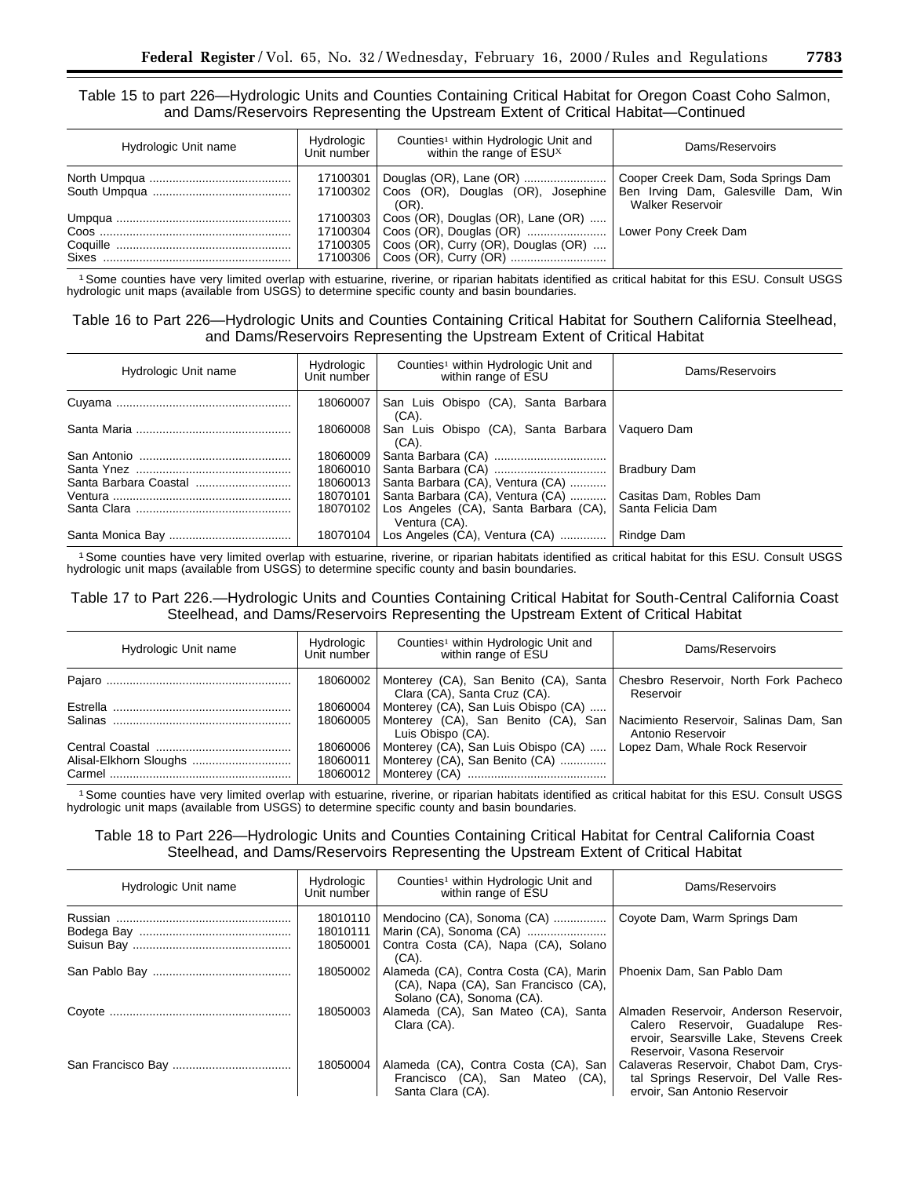Table 15 to part 226—Hydrologic Units and Counties Containing Critical Habitat for Oregon Coast Coho Salmon, and Dams/Reservoirs Representing the Upstream Extent of Critical Habitat—Continued

| Hydrologic Unit name | Hydrologic Unit number | Counties[1] within Hydrologic Unit and within the range of ESU[X] | Dams/Reservoirs |
|---|---|---|---|
| North Umpqua | 17100301 | Douglas (OR), Lane (OR) | Cooper Creek Dam, Soda Springs Dam |
| South Umpqua | 17100302 | Coos (OR), Douglas (OR), Josephine (OR). | Ben Irving Dam, Galesville Dam, Win Walker Reservoir |
| Umpqua | 17100303 | Coos (OR), Douglas (OR), Lane (OR) | |
| Coos | 17100304 | Coos (OR), Douglas (OR) | Lower Pony Creek Dam |
| Coquille | 17100305 | Coos (OR), Curry (OR), Douglas (OR) | |
| Sixes | 17100306 | Coos (OR), Curry (OR) | |

[1] Some counties have very limited overlap with estuarine, riverine, or riparian habitats identified as critical habitat for this ESU. Consult USGS hydrologic unit maps (available from USGS) to determine specific county and basin boundaries.

Table 16 to Part 226—Hydrologic Units and Counties Containing Critical Habitat for Southern California Steelhead, and Dams/Reservoirs Representing the Upstream Extent of Critical Habitat

| Hydrologic Unit name | Hydrologic Unit number | Counties[1] within Hydrologic Unit and within range of ESU | Dams/Reservoirs |
|---|---|---|---|
| Cuyama | 18060007 | San Luis Obispo (CA), Santa Barbara (CA). | |
| Santa Maria | 18060008 | San Luis Obispo (CA), Santa Barbara (CA). | Vaquero Dam |
| San Antonio | 18060009 | Santa Barbara (CA) | |
| Santa Ynez | 18060010 | Santa Barbara (CA) | Bradbury Dam |
| Santa Barbara Coastal | 18060013 | Santa Barbara (CA), Ventura (CA) | |
| Ventura | 18070101 | Santa Barbara (CA), Ventura (CA) | Casitas Dam, Robles Dam |
| Santa Clara | 18070102 | Los Angeles (CA), Santa Barbara (CA), Ventura (CA). | Santa Felicia Dam |
| Santa Monica Bay | 18070104 | Los Angeles (CA), Ventura (CA) | Rindge Dam |

[1] Some counties have very limited overlap with estuarine, riverine, or riparian habitats identified as critical habitat for this ESU. Consult USGS hydrologic unit maps (available from USGS) to determine specific county and basin boundaries.

Table 17 to Part 226.—Hydrologic Units and Counties Containing Critical Habitat for South-Central California Coast Steelhead, and Dams/Reservoirs Representing the Upstream Extent of Critical Habitat

| Hydrologic Unit name | Hydrologic Unit number | Counties[1] within Hydrologic Unit and within range of ESU | Dams/Reservoirs |
|---|---|---|---|
| Pajaro | 18060002 | Monterey (CA), San Benito (CA), Santa Clara (CA), Santa Cruz (CA). | Chesbro Reservoir, North Fork Pacheco Reservoir |
| Estrella | 18060004 | Monterey (CA), San Luis Obispo (CA) | |
| Salinas | 18060005 | Monterey (CA), San Benito (CA), San Luis Obispo (CA). | Nacimiento Reservoir, Salinas Dam, San Antonio Reservoir |
| Central Coastal | 18060006 | Monterey (CA), San Luis Obispo (CA) | Lopez Dam, Whale Rock Reservoir |
| Alisal-Elkhorn Sloughs | 18060011 | Monterey (CA), San Benito (CA) | |
| Carmel | 18060012 | Monterey (CA) | |

[1] Some counties have very limited overlap with estuarine, riverine, or riparian habitats identified as critical habitat for this ESU. Consult USGS hydrologic unit maps (available from USGS) to determine specific county and basin boundaries.

Table 18 to Part 226—Hydrologic Units and Counties Containing Critical Habitat for Central California Coast Steelhead, and Dams/Reservoirs Representing the Upstream Extent of Critical Habitat

| Hydrologic Unit name | Hydrologic Unit number | Counties[1] within Hydrologic Unit and within range of ESU | Dams/Reservoirs |
|---|---|---|---|
| Russian | 18010110 | Mendocino (CA), Sonoma (CA) | Coyote Dam, Warm Springs Dam |
| Bodega Bay | 18010111 | Marin (CA), Sonoma (CA) | |
| Suisun Bay | 18050001 | Contra Costa (CA), Napa (CA), Solano (CA). | |
| San Pablo Bay | 18050002 | Alameda (CA), Contra Costa (CA), Marin (CA), Napa (CA), San Francisco (CA), Solano (CA), Sonoma (CA). | Phoenix Dam, San Pablo Dam |
| Coyote | 18050003 | Alameda (CA), San Mateo (CA), Santa Clara (CA). | Almaden Reservoir, Anderson Reservoir, Calero Reservoir, Guadalupe Reservoir, Searsville Lake, Stevens Creek Reservoir, Vasona Reservoir |
| San Francisco Bay | 18050004 | Alameda (CA), Contra Costa (CA), San Francisco (CA), San Mateo (CA), Santa Clara (CA). | Calaveras Reservoir, Chabot Dam, Crystal Springs Reservoir, Del Valle Reservoir, San Antonio Reservoir |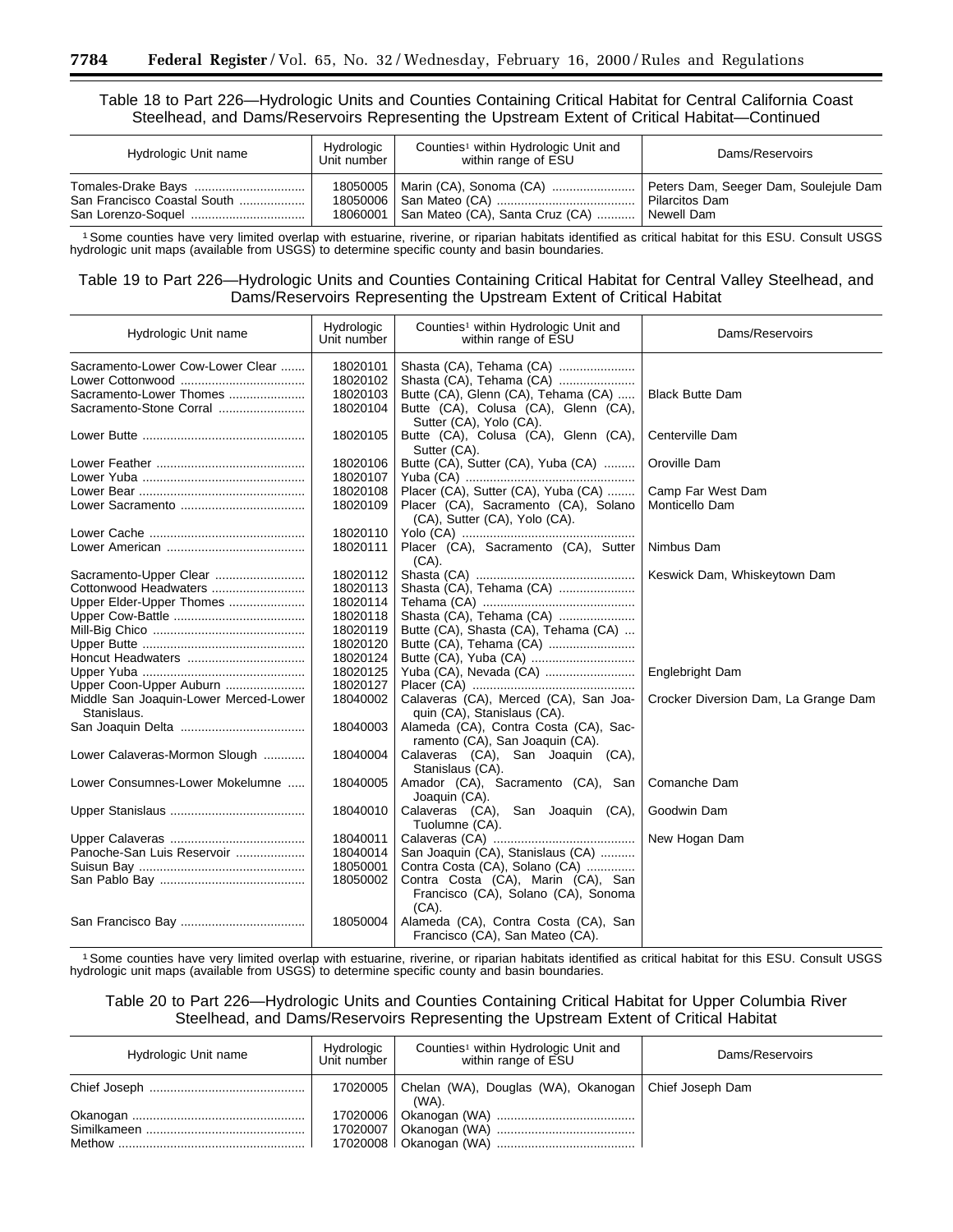Table 18 to Part 226—Hydrologic Units and Counties Containing Critical Habitat for Central California Coast Steelhead, and Dams/Reservoirs Representing the Upstream Extent of Critical Habitat—Continued

| Hydrologic Unit name | Hydrologic Unit number | Counties[1] within Hydrologic Unit and within range of ESU | Dams/Reservoirs |
|---|---|---|---|
| Tomales-Drake Bays | 18050005 | Marin (CA), Sonoma (CA) | Peters Dam, Seeger Dam, Soulejule Dam |
| San Francisco Coastal South | 18050006 | San Mateo (CA) | Pilarcitos Dam |
| San Lorenzo-Soquel | 18060001 | San Mateo (CA), Santa Cruz (CA) | Newell Dam |

[1] Some counties have very limited overlap with estuarine, riverine, or riparian habitats identified as critical habitat for this ESU. Consult USGS hydrologic unit maps (available from USGS) to determine specific county and basin boundaries.

Table 19 to Part 226—Hydrologic Units and Counties Containing Critical Habitat for Central Valley Steelhead, and Dams/Reservoirs Representing the Upstream Extent of Critical Habitat

| Hydrologic Unit name | Hydrologic Unit number | Counties[1] within Hydrologic Unit and within range of ESU | Dams/Reservoirs |
|---|---|---|---|
| Sacramento-Lower Cow-Lower Clear | 18020101 | Shasta (CA), Tehama (CA) | |
| Lower Cottonwood | 18020102 | Shasta (CA), Tehama (CA) | |
| Sacramento-Lower Thomes | 18020103 | Butte (CA), Glenn (CA), Tehama (CA) | Black Butte Dam |
| Sacramento-Stone Corral | 18020104 | Butte (CA), Colusa (CA), Glenn (CA), Sutter (CA), Yolo (CA). | |
| Lower Butte | 18020105 | Butte (CA), Colusa (CA), Glenn (CA), Sutter (CA). | Centerville Dam |
| Lower Feather | 18020106 | Butte (CA), Sutter (CA), Yuba (CA) | Oroville Dam |
| Lower Yuba | 18020107 | Yuba (CA) | |
| Lower Bear | 18020108 | Placer (CA), Sutter (CA), Yuba (CA) | Camp Far West Dam |
| Lower Sacramento | 18020109 | Placer (CA), Sacramento (CA), Solano (CA), Sutter (CA), Yolo (CA). | Monticello Dam |
| Lower Cache | 18020110 | Yolo (CA) | |
| Lower American | 18020111 | Placer (CA), Sacramento (CA), Sutter (CA). | Nimbus Dam |
| Sacramento-Upper Clear | 18020112 | Shasta (CA) | Keswick Dam, Whiskeytown Dam |
| Cottonwood Headwaters | 18020113 | Shasta (CA), Tehama (CA) | |
| Upper Elder-Upper Thomes | 18020114 | Tehama (CA) | |
| Upper Cow-Battle | 18020118 | Shasta (CA), Tehama (CA) | |
| Mill-Big Chico | 18020119 | Butte (CA), Shasta (CA), Tehama (CA) | |
| Upper Butte | 18020120 | Butte (CA), Tehama (CA) | |
| Honcut Headwaters | 18020124 | Butte (CA), Yuba (CA) | |
| Upper Yuba | 18020125 | Yuba (CA), Nevada (CA) | Englebright Dam |
| Upper Coon-Upper Auburn | 18020127 | Placer (CA) | |
| Middle San Joaquin-Lower Merced-Lower Stanislaus. | 18040002 | Calaveras (CA), Merced (CA), San Joaquin (CA), Stanislaus (CA). | Crocker Diversion Dam, La Grange Dam |
| San Joaquin Delta | 18040003 | Alameda (CA), Contra Costa (CA), Sacramento (CA), San Joaquin (CA). | |
| Lower Calaveras-Mormon Slough | 18040004 | Calaveras (CA), San Joaquin (CA), Stanislaus (CA). | |
| Lower Consumnes-Lower Mokelumne | 18040005 | Amador (CA), Sacramento (CA), San Joaquin (CA). | Comanche Dam |
| Upper Stanislaus | 18040010 | Calaveras (CA), San Joaquin (CA), Tuolumne (CA). | Goodwin Dam |
| Upper Calaveras | 18040011 | Calaveras (CA) | New Hogan Dam |
| Panoche-San Luis Reservoir | 18040014 | San Joaquin (CA), Stanislaus (CA) | |
| Suisun Bay | 18050001 | Contra Costa (CA), Solano (CA) | |
| San Pablo Bay | 18050002 | Contra Costa (CA), Marin (CA), San Francisco (CA), Solano (CA), Sonoma (CA). | |
| San Francisco Bay | 18050004 | Alameda (CA), Contra Costa (CA), San Francisco (CA), San Mateo (CA). | |

[1] Some counties have very limited overlap with estuarine, riverine, or riparian habitats identified as critical habitat for this ESU. Consult USGS hydrologic unit maps (available from USGS) to determine specific county and basin boundaries.

Table 20 to Part 226—Hydrologic Units and Counties Containing Critical Habitat for Upper Columbia River Steelhead, and Dams/Reservoirs Representing the Upstream Extent of Critical Habitat

| Hydrologic Unit name | Hydrologic Unit number | Counties[1] within Hydrologic Unit and within range of ESU | Dams/Reservoirs |
|---|---|---|---|
| Chief Joseph | 17020005 | Chelan (WA), Douglas (WA), Okanogan (WA). | Chief Joseph Dam |
| Okanogan | 17020006 | Okanogan (WA) | |
| Similkameen | 17020007 | Okanogan (WA) | |
| Methow | 17020008 | Okanogan (WA) | |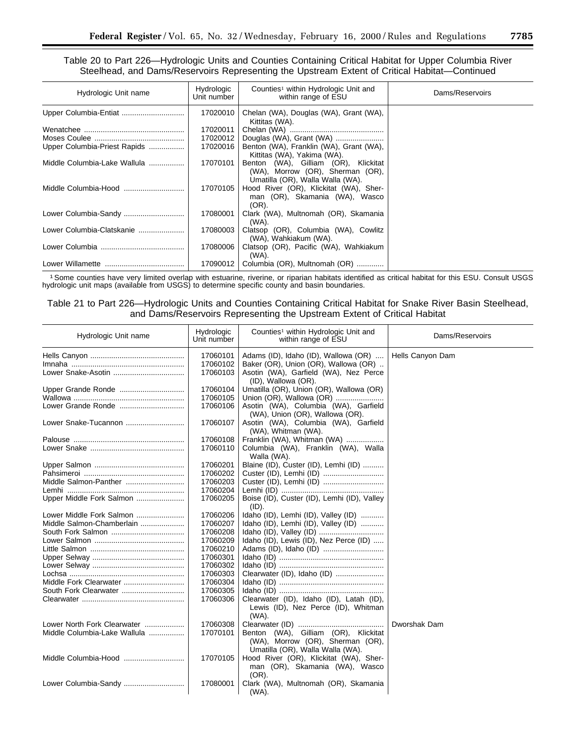## Table 20 to Part 226—Hydrologic Units and Counties Containing Critical Habitat for Upper Columbia River Steelhead, and Dams/Reservoirs Representing the Upstream Extent of Critical Habitat—Continued

| Hydrologic Unit name | Hydrologic Unit number | Counties[1] within Hydrologic Unit and within range of ESU | Dams/Reservoirs |
|---|---|---|---|
| Upper Columbia-Entiat | 17020010 | Chelan (WA), Douglas (WA), Grant (WA), Kittitas (WA). | |
| Wenatchee | 17020011 | Chelan (WA) | |
| Moses Coulee | 17020012 | Douglas (WA), Grant (WA) | |
| Upper Columbia-Priest Rapids | 17020016 | Benton (WA), Franklin (WA), Grant (WA), Kittitas (WA), Yakima (WA). | |
| Middle Columbia-Lake Wallula | 17070101 | Benton (WA), Gilliam (OR), Klickitat (WA), Morrow (OR), Sherman (OR), Umatilla (OR), Walla Walla (WA). | |
| Middle Columbia-Hood | 17070105 | Hood River (OR), Klickitat (WA), Sherman (OR), Skamania (WA), Wasco (OR). | |
| Lower Columbia-Sandy | 17080001 | Clark (WA), Multnomah (OR), Skamania (WA). | |
| Lower Columbia-Clatskanie | 17080003 | Clatsop (OR), Columbia (WA), Cowlitz (WA), Wahkiakum (WA). | |
| Lower Columbia | 17080006 | Clatsop (OR), Pacific (WA), Wahkiakum (WA). | |
| Lower Willamette | 17090012 | Columbia (OR), Multnomah (OR) | |

[1] Some counties have very limited overlap with estuarine, riverine, or riparian habitats identified as critical habitat for this ESU. Consult USGS hydrologic unit maps (available from USGS) to determine specific county and basin boundaries.

## Table 21 to Part 226—Hydrologic Units and Counties Containing Critical Habitat for Snake River Basin Steelhead, and Dams/Reservoirs Representing the Upstream Extent of Critical Habitat

| Hydrologic Unit name | Hydrologic Unit number | Counties[1] within Hydrologic Unit and within range of ESU | Dams/Reservoirs |
|---|---|---|---|
| Hells Canyon | 17060101 | Adams (ID), Idaho (ID), Wallowa (OR) | Hells Canyon Dam |
| Imnaha | 17060102 | Baker (OR), Union (OR), Wallowa (OR) | |
| Lower Snake-Asotin | 17060103 | Asotin (WA), Garfield (WA), Nez Perce (ID), Wallowa (OR). | |
| Upper Grande Ronde | 17060104 | Umatilla (OR), Union (OR), Wallowa (OR) | |
| Wallowa | 17060105 | Union (OR), Wallowa (OR) | |
| Lower Grande Ronde | 17060106 | Asotin (WA), Columbia (WA), Garfield (WA), Union (OR), Wallowa (OR). | |
| Lower Snake-Tucannon | 17060107 | Asotin (WA), Columbia (WA), Garfield (WA), Whitman (WA). | |
| Palouse | 17060108 | Franklin (WA), Whitman (WA) | |
| Lower Snake | 17060110 | Columbia (WA), Franklin (WA), Walla Walla (WA). | |
| Upper Salmon | 17060201 | Blaine (ID), Custer (ID), Lemhi (ID) | |
| Pahsimeroi | 17060202 | Custer (ID), Lemhi (ID) | |
| Middle Salmon-Panther | 17060203 | Custer (ID), Lemhi (ID) | |
| Lemhi | 17060204 | Lemhi (ID) | |
| Upper Middle Fork Salmon | 17060205 | Boise (ID), Custer (ID), Lemhi (ID), Valley (ID). | |
| Lower Middle Fork Salmon | 17060206 | Idaho (ID), Lemhi (ID), Valley (ID) | |
| Middle Salmon-Chamberlain | 17060207 | Idaho (ID), Lemhi (ID), Valley (ID) | |
| South Fork Salmon | 17060208 | Idaho (ID), Valley (ID) | |
| Lower Salmon | 17060209 | Idaho (ID), Lewis (ID), Nez Perce (ID) | |
| Little Salmon | 17060210 | Adams (ID), Idaho (ID) | |
| Upper Selway | 17060301 | Idaho (ID) | |
| Lower Selway | 17060302 | Idaho (ID) | |
| Lochsa | 17060303 | Clearwater (ID), Idaho (ID) | |
| Middle Fork Clearwater | 17060304 | Idaho (ID) | |
| South Fork Clearwater | 17060305 | Idaho (ID) | |
| Clearwater | 17060306 | Clearwater (ID), Idaho (ID), Latah (ID), Lewis (ID), Nez Perce (ID), Whitman (WA). | |
| Lower North Fork Clearwater | 17060308 | Clearwater (ID) | Dworshak Dam |
| Middle Columbia-Lake Wallula | 17070101 | Benton (WA), Gilliam (OR), Klickitat (WA), Morrow (OR), Sherman (OR), Umatilla (OR), Walla Walla (WA). | |
| Middle Columbia-Hood | 17070105 | Hood River (OR), Klickitat (WA), Sherman (OR), Skamania (WA), Wasco (OR). | |
| Lower Columbia-Sandy | 17080001 | Clark (WA), Multnomah (OR), Skamania (WA). | |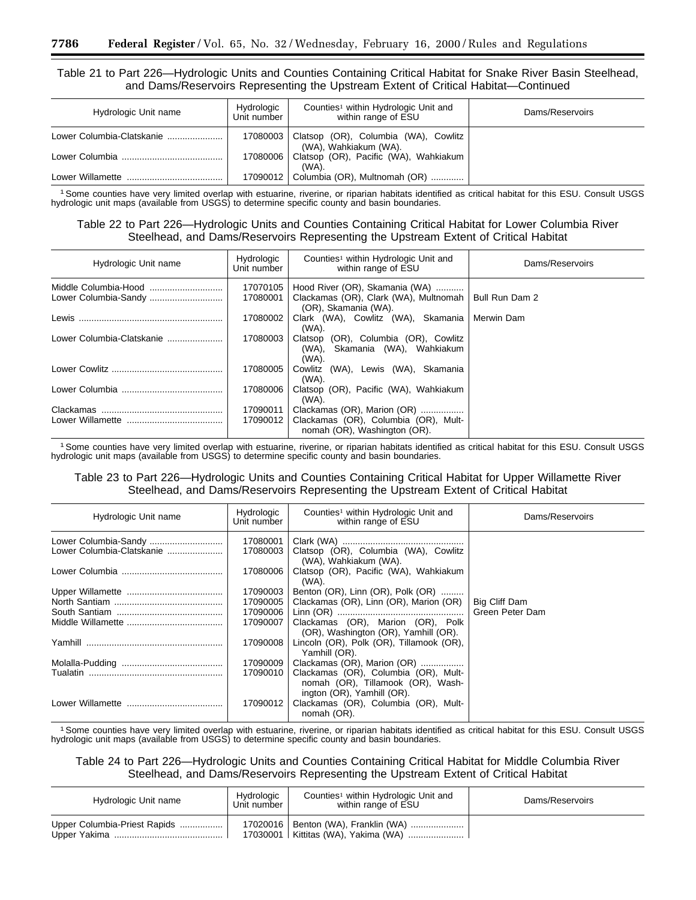## Table 21 to Part 226—Hydrologic Units and Counties Containing Critical Habitat for Snake River Basin Steelhead, and Dams/Reservoirs Representing the Upstream Extent of Critical Habitat—Continued

| Hydrologic Unit name | Hydrologic Unit number | Counties[1] within Hydrologic Unit and within range of ESU | Dams/Reservoirs |
|---|---|---|---|
| Lower Columbia-Clatskanie | 17080003 | Clatsop (OR), Columbia (WA), Cowlitz (WA), Wahkiakum (WA). | |
| Lower Columbia | 17080006 | Clatsop (OR), Pacific (WA), Wahkiakum (OR). | |
| Lower Willamette | 17090012 | Columbia (OR), Multnomah (OR) | |

[1] Some counties have very limited overlap with estuarine, riverine, or riparian habitats identified as critical habitat for this ESU. Consult USGS hydrologic unit maps (available from USGS) to determine specific county and basin boundaries.

## Table 22 to Part 226—Hydrologic Units and Counties Containing Critical Habitat for Lower Columbia River Steelhead, and Dams/Reservoirs Representing the Upstream Extent of Critical Habitat

| Hydrologic Unit name | Hydrologic Unit number | Counties[1] within Hydrologic Unit and within range of ESU | Dams/Reservoirs |
|---|---|---|---|
| Middle Columbia-Hood | 17070105 | Hood River (OR), Skamania (WA) | |
| Lower Columbia-Sandy | 17080001 | Clackamas (OR), Clark (WA), Multnomah (OR), Skamania (WA). | Bull Run Dam 2 |
| Lewis | 17080002 | Clark (WA), Cowlitz (WA), Skamania (WA). | Merwin Dam |
| Lower Columbia-Clatskanie | 17080003 | Clatsop (OR), Columbia (OR), Cowlitz (WA), Skamania (WA), Wahkiakum (WA). | |
| Lower Cowlitz | 17080005 | Cowlitz (WA), Lewis (WA), Skamania (WA). | |
| Lower Columbia | 17080006 | Clatsop (OR), Pacific (WA), Wahkiakum (WA). | |
| Clackamas | 17090011 | Clackamas (OR), Marion (OR) | |
| Lower Willamette | 17090012 | Clackamas (OR), Columbia (OR), Multnomah (OR), Washington (OR). | |

[1] Some counties have very limited overlap with estuarine, riverine, or riparian habitats identified as critical habitat for this ESU. Consult USGS hydrologic unit maps (available from USGS) to determine specific county and basin boundaries.

## Table 23 to Part 226—Hydrologic Units and Counties Containing Critical Habitat for Upper Willamette River Steelhead, and Dams/Reservoirs Representing the Upstream Extent of Critical Habitat

| Hydrologic Unit name | Hydrologic Unit number | Counties[1] within Hydrologic Unit and within range of ESU | Dams/Reservoirs |
|---|---|---|---|
| Lower Columbia-Sandy | 17080001 | Clark (WA) | |
| Lower Columbia-Clatskanie | 17080003 | Clatsop (OR), Columbia (WA), Cowlitz (WA), Wahkiakum (WA). | |
| Lower Columbia | 17080006 | Clatsop (OR), Pacific (WA), Wahkiakum (WA). | |
| Upper Willamette | 17090003 | Benton (OR), Linn (OR), Polk (OR) | |
| North Santiam | 17090005 | Clackamas (OR), Linn (OR), Marion (OR) | Big Cliff Dam |
| South Santiam | 17090006 | Linn (OR) | Green Peter Dam |
| Middle Willamette | 17090007 | Clackamas (OR), Marion (OR), Polk (OR), Washington (OR), Yamhill (OR). | |
| Yamhill | 17090008 | Lincoln (OR), Polk (OR), Tillamook (OR), Yamhill (OR). | |
| Molalla-Pudding | 17090009 | Clackamas (OR), Marion (OR) | |
| Tualatin | 17090010 | Clackamas (OR), Columbia (OR), Multnomah (OR), Tillamook (OR), Washington (OR), Yamhill (OR). | |
| Lower Willamette | 17090012 | Clackamas (OR), Columbia (OR), Multnomah (OR). | |

[1] Some counties have very limited overlap with estuarine, riverine, or riparian habitats identified as critical habitat for this ESU. Consult USGS hydrologic unit maps (available from USGS) to determine specific county and basin boundaries.

## Table 24 to Part 226—Hydrologic Units and Counties Containing Critical Habitat for Middle Columbia River Steelhead, and Dams/Reservoirs Representing the Upstream Extent of Critical Habitat

| Hydrologic Unit name | Hydrologic Unit number | Counties[1] within Hydrologic Unit and within range of ESU | Dams/Reservoirs |
|---|---|---|---|
| Upper Columbia-Priest Rapids | 17020016 | Benton (WA), Franklin (WA) | |
| Upper Yakima | 17030001 | Kittitas (WA), Yakima (WA) | |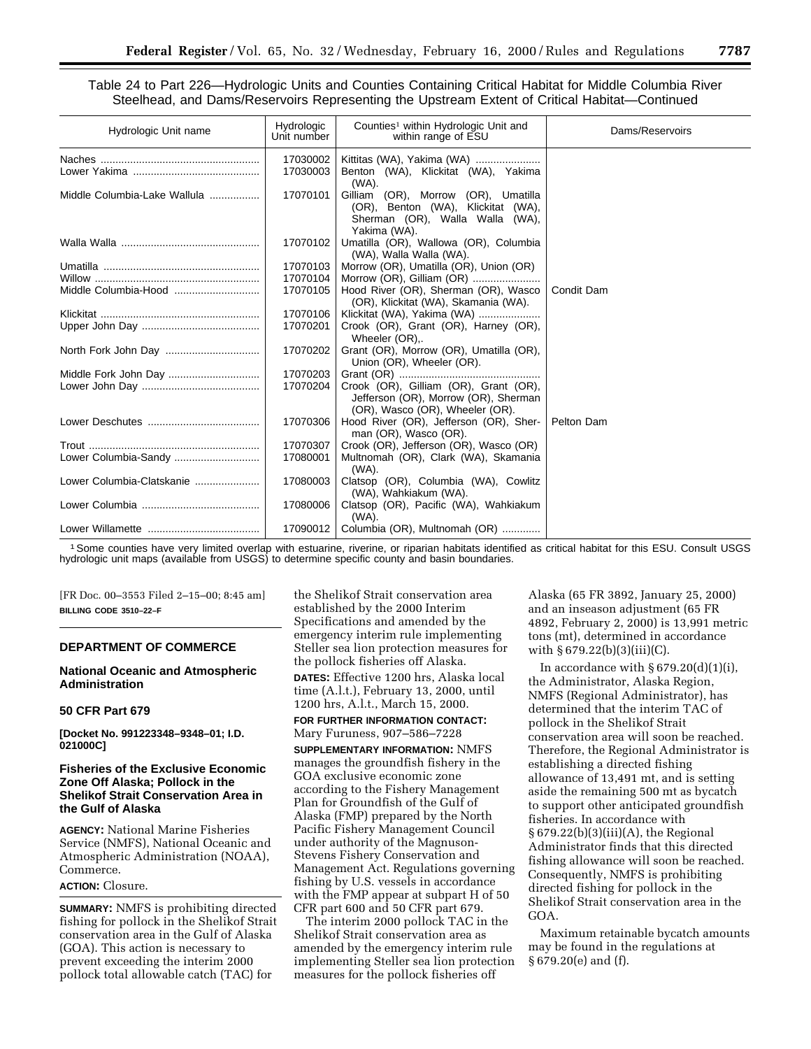Table 24 to Part 226—Hydrologic Units and Counties Containing Critical Habitat for Middle Columbia River Steelhead, and Dams/Reservoirs Representing the Upstream Extent of Critical Habitat—Continued

| Hydrologic Unit name | Hydrologic Unit number | Counties[1] within Hydrologic Unit and within range of ESU | Dams/Reservoirs |
|---|---|---|---|
| Naches | 17030002 | Kittitas (WA), Yakima (WA) | |
| Lower Yakima | 17030003 | Benton (WA), Klickitat (WA), Yakima (WA). | |
| Middle Columbia-Lake Wallula | 17070101 | Gilliam (OR), Morrow (OR), Umatilla (OR), Benton (WA), Klickitat (WA), Sherman (OR), Walla Walla (WA), Yakima (WA). | |
| Walla Walla | 17070102 | Umatilla (OR), Wallowa (OR), Columbia (WA), Walla Walla (WA). | |
| Umatilla | 17070103 | Morrow (OR), Umatilla (OR), Union (OR) | |
| Willow | 17070104 | Morrow (OR), Gilliam (OR) | |
| Middle Columbia-Hood | 17070105 | Hood River (OR), Sherman (OR), Wasco (OR), Klickitat (WA), Skamania (WA). | Condit Dam |
| Klickitat | 17070106 | Klickitat (WA), Yakima (WA) | |
| Upper John Day | 17070201 | Crook (OR), Grant (OR), Harney (OR), Wheeler (OR),. | |
| North Fork John Day | 17070202 | Grant (OR), Morrow (OR), Umatilla (OR), Union (OR), Wheeler (OR). | |
| Middle Fork John Day | 17070203 | Grant (OR) | |
| Lower John Day | 17070204 | Crook (OR), Gilliam (OR), Grant (OR), Jefferson (OR), Morrow (OR), Sherman (OR), Wasco (OR), Wheeler (OR). | |
| Lower Deschutes | 17070306 | Hood River (OR), Jefferson (OR), Sherman (OR), Wasco (OR). | Pelton Dam |
| Trout | 17070307 | Crook (OR), Jefferson (OR), Wasco (OR) | |
| Lower Columbia-Sandy | 17080001 | Multnomah (OR), Clark (WA), Skamania (WA). | |
| Lower Columbia-Clatskanie | 17080003 | Clatsop (OR), Columbia (WA), Cowlitz (WA), Wahkiakum (WA). | |
| Lower Columbia | 17080006 | Clatsop (OR), Pacific (WA), Wahkiakum (WA). | |
| Lower Willamette | 17090012 | Columbia (OR), Multnomah (OR) | |

[1] Some counties have very limited overlap with estuarine, riverine, or riparian habitats identified as critical habitat for this ESU. Consult USGS hydrologic unit maps (available from USGS) to determine specific county and basin boundaries.

[FR Doc. 00–3553 Filed 2–15–00; 8:45 am]

**BILLING CODE 3510–22–F**

---

## DEPARTMENT OF COMMERCE

## National Oceanic and Atmospheric Administration

## 50 CFR Part 679

**[Docket No. 991223348–9348–01; I.D. 021000C]**

## Fisheries of the Exclusive Economic Zone Off Alaska; Pollock in the Shelikof Strait Conservation Area in the Gulf of Alaska

**AGENCY:** National Marine Fisheries Service (NMFS), National Oceanic and Atmospheric Administration (NOAA), Commerce.

**ACTION:** Closure.

**SUMMARY:** NMFS is prohibiting directed fishing for pollock in the Shelikof Strait conservation area in the Gulf of Alaska (GOA). This action is necessary to prevent exceeding the interim 2000 pollock total allowable catch (TAC) for the Shelikof Strait conservation area established by the 2000 Interim Specifications and amended by the emergency interim rule implementing Steller sea lion protection measures for the pollock fisheries off Alaska.

**DATES:** Effective 1200 hrs, Alaska local time (A.l.t.), February 13, 2000, until 1200 hrs, A.l.t., March 15, 2000.

**FOR FURTHER INFORMATION CONTACT:** Mary Furuness, 907–586–7228

**SUPPLEMENTARY INFORMATION:** NMFS manages the groundfish fishery in the GOA exclusive economic zone according to the Fishery Management Plan for Groundfish of the Gulf of Alaska (FMP) prepared by the North Pacific Fishery Management Council under authority of the Magnuson-Stevens Fishery Conservation and Management Act. Regulations governing fishing by U.S. vessels in accordance with the FMP appear at subpart H of 50 CFR part 600 and 50 CFR part 679.

The interim 2000 pollock TAC in the Shelikof Strait conservation area as amended by the emergency interim rule implementing Steller sea lion protection measures for the pollock fisheries off Alaska (65 FR 3892, January 25, 2000) and an inseason adjustment (65 FR 4892, February 2, 2000) is 13,991 metric tons (mt), determined in accordance with § 679.22(b)(3)(iii)(C).

In accordance with § 679.20(d)(1)(i), the Administrator, Alaska Region, NMFS (Regional Administrator), has determined that the interim TAC of pollock in the Shelikof Strait conservation area will soon be reached. Therefore, the Regional Administrator is establishing a directed fishing allowance of 13,491 mt, and is setting aside the remaining 500 mt as bycatch to support other anticipated groundfish fisheries. In accordance with § 679.22(b)(3)(iii)(A), the Regional Administrator finds that this directed fishing allowance will soon be reached. Consequently, NMFS is prohibiting directed fishing for pollock in the Shelikof Strait conservation area in the GOA.

Maximum retainable bycatch amounts may be found in the regulations at § 679.20(e) and (f).